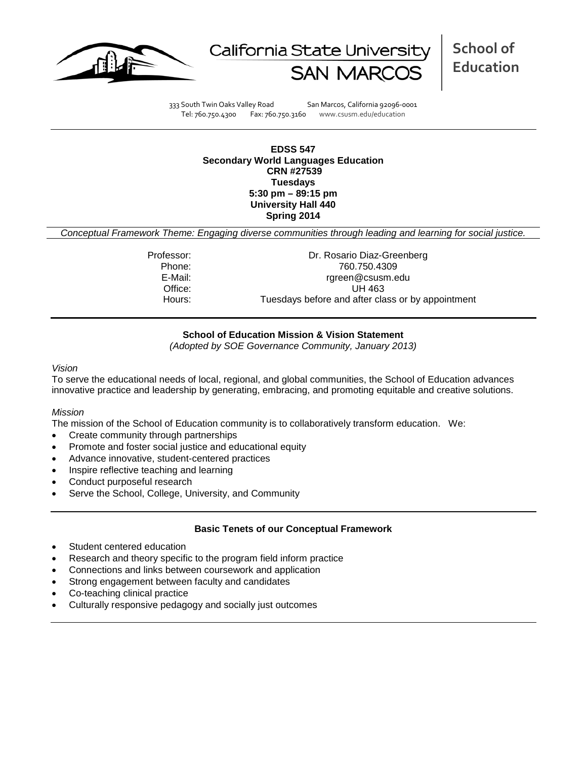California State University SAN MARCOS | **School of Education**

333 South Twin Oaks Valley Road San Marcos, California 92096-0001
Tel: 760.750.4300 Fax: 760.750.3160 www.csusm.edu/education

**EDSS 547**
**Secondary World Languages Education**
**CRN #27539**
**Tuesdays**
**5:30 pm – 89:15 pm**
**University Hall 440**
**Spring 2014**

*Conceptual Framework Theme: Engaging diverse communities through leading and learning for social justice.*

Professor: Dr. Rosario Diaz-Greenberg
Phone: 760.750.4309
E-Mail: rgreen@csusm.edu
Office: UH 463
Hours: Tuesdays before and after class or by appointment

## School of Education Mission & Vision Statement

*(Adopted by SOE Governance Community, January 2013)*

*Vision*

To serve the educational needs of local, regional, and global communities, the School of Education advances innovative practice and leadership by generating, embracing, and promoting equitable and creative solutions.

*Mission*

The mission of the School of Education community is to collaboratively transform education. We:

- Create community through partnerships
- Promote and foster social justice and educational equity
- Advance innovative, student-centered practices
- Inspire reflective teaching and learning
- Conduct purposeful research
- Serve the School, College, University, and Community

## Basic Tenets of our Conceptual Framework

- Student centered education
- Research and theory specific to the program field inform practice
- Connections and links between coursework and application
- Strong engagement between faculty and candidates
- Co-teaching clinical practice
- Culturally responsive pedagogy and socially just outcomes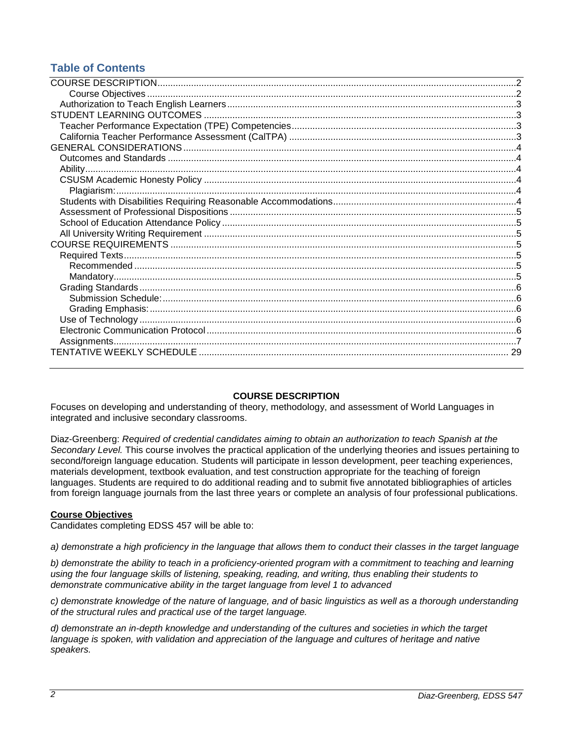## Table of Contents

COURSE DESCRIPTION .......... 2
- Course Objectives .......... 2
- Authorization to Teach English Learners .......... 3

STUDENT LEARNING OUTCOMES .......... 3
- Teacher Performance Expectation (TPE) Competencies .......... 3
- California Teacher Performance Assessment (CalTPA) .......... 3

GENERAL CONSIDERATIONS .......... 4
- Outcomes and Standards .......... 4
- Ability .......... 4
- CSUSM Academic Honesty Policy .......... 4
  - Plagiarism: .......... 4
- Students with Disabilities Requiring Reasonable Accommodations .......... 4
- Assessment of Professional Dispositions .......... 5
- School of Education Attendance Policy .......... 5
- All University Writing Requirement .......... 5

COURSE REQUIREMENTS .......... 5
- Required Texts .......... 5
  - Recommended .......... 5
  - Mandatory .......... 5
- Grading Standards .......... 6
  - Submission Schedule: .......... 6
  - Grading Emphasis: .......... 6
- Use of Technology .......... 6
- Electronic Communication Protocol .......... 6
- Assignments .......... 7

TENTATIVE WEEKLY SCHEDULE .......... 29

## COURSE DESCRIPTION

Focuses on developing and understanding of theory, methodology, and assessment of World Languages in integrated and inclusive secondary classrooms.

Diaz-Greenberg: *Required of credential candidates aiming to obtain an authorization to teach Spanish at the Secondary Level.* This course involves the practical application of the underlying theories and issues pertaining to second/foreign language education. Students will participate in lesson development, peer teaching experiences, materials development, textbook evaluation, and test construction appropriate for the teaching of foreign languages. Students are required to do additional reading and to submit five annotated bibliographies of articles from foreign language journals from the last three years or complete an analysis of four professional publications.

### Course Objectives

Candidates completing EDSS 457 will be able to:

*a) demonstrate a high proficiency in the language that allows them to conduct their classes in the target language*

*b) demonstrate the ability to teach in a proficiency-oriented program with a commitment to teaching and learning using the four language skills of listening, speaking, reading, and writing, thus enabling their students to demonstrate communicative ability in the target language from level 1 to advanced*

*c) demonstrate knowledge of the nature of language, and of basic linguistics as well as a thorough understanding of the structural rules and practical use of the target language.*

*d) demonstrate an in-depth knowledge and understanding of the cultures and societies in which the target language is spoken, with validation and appreciation of the language and cultures of heritage and native speakers.*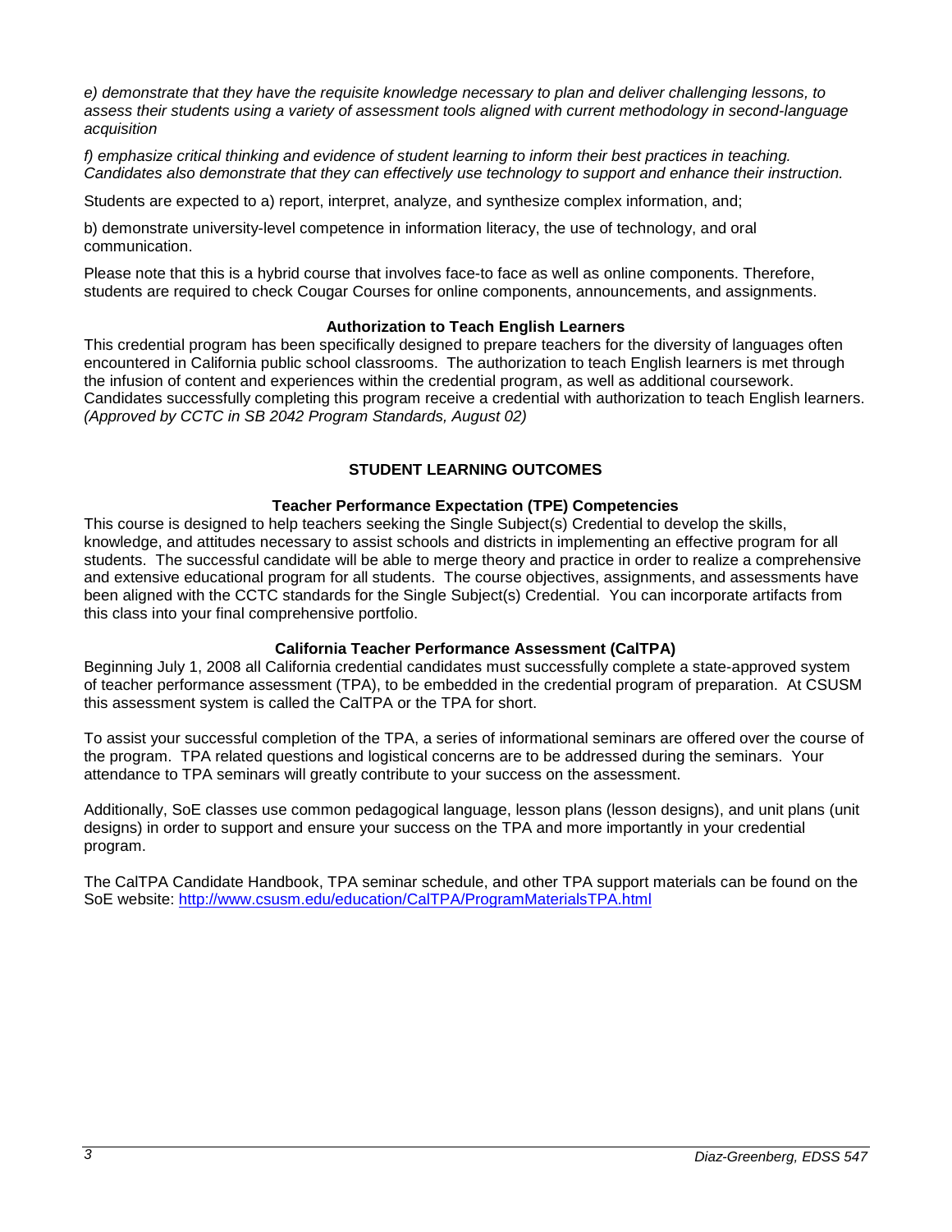*e) demonstrate that they have the requisite knowledge necessary to plan and deliver challenging lessons, to assess their students using a variety of assessment tools aligned with current methodology in second-language acquisition*

*f) emphasize critical thinking and evidence of student learning to inform their best practices in teaching. Candidates also demonstrate that they can effectively use technology to support and enhance their instruction.*

Students are expected to a) report, interpret, analyze, and synthesize complex information, and;

b) demonstrate university-level competence in information literacy, the use of technology, and oral communication.

Please note that this is a hybrid course that involves face-to face as well as online components. Therefore, students are required to check Cougar Courses for online components, announcements, and assignments.

### Authorization to Teach English Learners

This credential program has been specifically designed to prepare teachers for the diversity of languages often encountered in California public school classrooms. The authorization to teach English learners is met through the infusion of content and experiences within the credential program, as well as additional coursework. Candidates successfully completing this program receive a credential with authorization to teach English learners. *(Approved by CCTC in SB 2042 Program Standards, August 02)*

## STUDENT LEARNING OUTCOMES

### Teacher Performance Expectation (TPE) Competencies

This course is designed to help teachers seeking the Single Subject(s) Credential to develop the skills, knowledge, and attitudes necessary to assist schools and districts in implementing an effective program for all students. The successful candidate will be able to merge theory and practice in order to realize a comprehensive and extensive educational program for all students. The course objectives, assignments, and assessments have been aligned with the CCTC standards for the Single Subject(s) Credential. You can incorporate artifacts from this class into your final comprehensive portfolio.

### California Teacher Performance Assessment (CalTPA)

Beginning July 1, 2008 all California credential candidates must successfully complete a state-approved system of teacher performance assessment (TPA), to be embedded in the credential program of preparation. At CSUSM this assessment system is called the CalTPA or the TPA for short.

To assist your successful completion of the TPA, a series of informational seminars are offered over the course of the program. TPA related questions and logistical concerns are to be addressed during the seminars. Your attendance to TPA seminars will greatly contribute to your success on the assessment.

Additionally, SoE classes use common pedagogical language, lesson plans (lesson designs), and unit plans (unit designs) in order to support and ensure your success on the TPA and more importantly in your credential program.

The CalTPA Candidate Handbook, TPA seminar schedule, and other TPA support materials can be found on the SoE website: http://www.csusm.edu/education/CalTPA/ProgramMaterialsTPA.html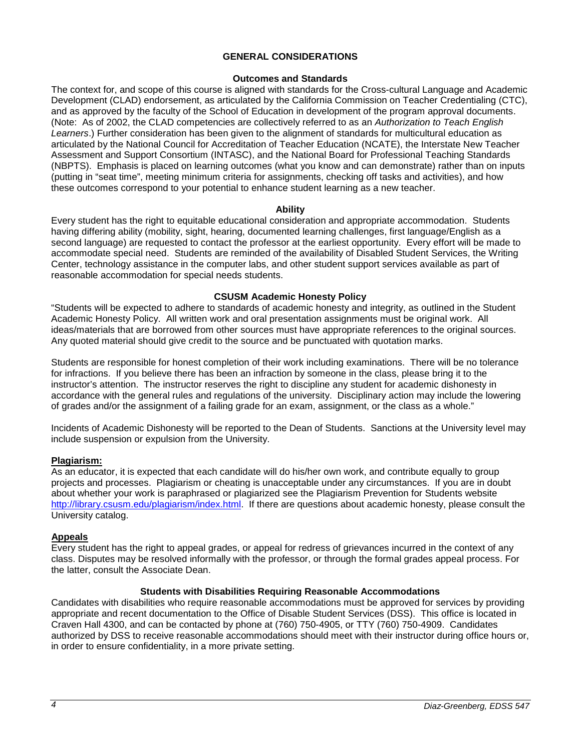## GENERAL CONSIDERATIONS

### Outcomes and Standards

The context for, and scope of this course is aligned with standards for the Cross-cultural Language and Academic Development (CLAD) endorsement, as articulated by the California Commission on Teacher Credentialing (CTC), and as approved by the faculty of the School of Education in development of the program approval documents. (Note: As of 2002, the CLAD competencies are collectively referred to as an *Authorization to Teach English Learners*.) Further consideration has been given to the alignment of standards for multicultural education as articulated by the National Council for Accreditation of Teacher Education (NCATE), the Interstate New Teacher Assessment and Support Consortium (INTASC), and the National Board for Professional Teaching Standards (NBPTS). Emphasis is placed on learning outcomes (what you know and can demonstrate) rather than on inputs (putting in "seat time", meeting minimum criteria for assignments, checking off tasks and activities), and how these outcomes correspond to your potential to enhance student learning as a new teacher.

### Ability

Every student has the right to equitable educational consideration and appropriate accommodation. Students having differing ability (mobility, sight, hearing, documented learning challenges, first language/English as a second language) are requested to contact the professor at the earliest opportunity. Every effort will be made to accommodate special need. Students are reminded of the availability of Disabled Student Services, the Writing Center, technology assistance in the computer labs, and other student support services available as part of reasonable accommodation for special needs students.

### CSUSM Academic Honesty Policy

"Students will be expected to adhere to standards of academic honesty and integrity, as outlined in the Student Academic Honesty Policy. All written work and oral presentation assignments must be original work. All ideas/materials that are borrowed from other sources must have appropriate references to the original sources. Any quoted material should give credit to the source and be punctuated with quotation marks.

Students are responsible for honest completion of their work including examinations. There will be no tolerance for infractions. If you believe there has been an infraction by someone in the class, please bring it to the instructor's attention. The instructor reserves the right to discipline any student for academic dishonesty in accordance with the general rules and regulations of the university. Disciplinary action may include the lowering of grades and/or the assignment of a failing grade for an exam, assignment, or the class as a whole."

Incidents of Academic Dishonesty will be reported to the Dean of Students. Sanctions at the University level may include suspension or expulsion from the University.

**Plagiarism:**

As an educator, it is expected that each candidate will do his/her own work, and contribute equally to group projects and processes. Plagiarism or cheating is unacceptable under any circumstances. If you are in doubt about whether your work is paraphrased or plagiarized see the Plagiarism Prevention for Students website http://library.csusm.edu/plagiarism/index.html. If there are questions about academic honesty, please consult the University catalog.

**Appeals**

Every student has the right to appeal grades, or appeal for redress of grievances incurred in the context of any class. Disputes may be resolved informally with the professor, or through the formal grades appeal process. For the latter, consult the Associate Dean.

### Students with Disabilities Requiring Reasonable Accommodations

Candidates with disabilities who require reasonable accommodations must be approved for services by providing appropriate and recent documentation to the Office of Disable Student Services (DSS). This office is located in Craven Hall 4300, and can be contacted by phone at (760) 750-4905, or TTY (760) 750-4909. Candidates authorized by DSS to receive reasonable accommodations should meet with their instructor during office hours or, in order to ensure confidentiality, in a more private setting.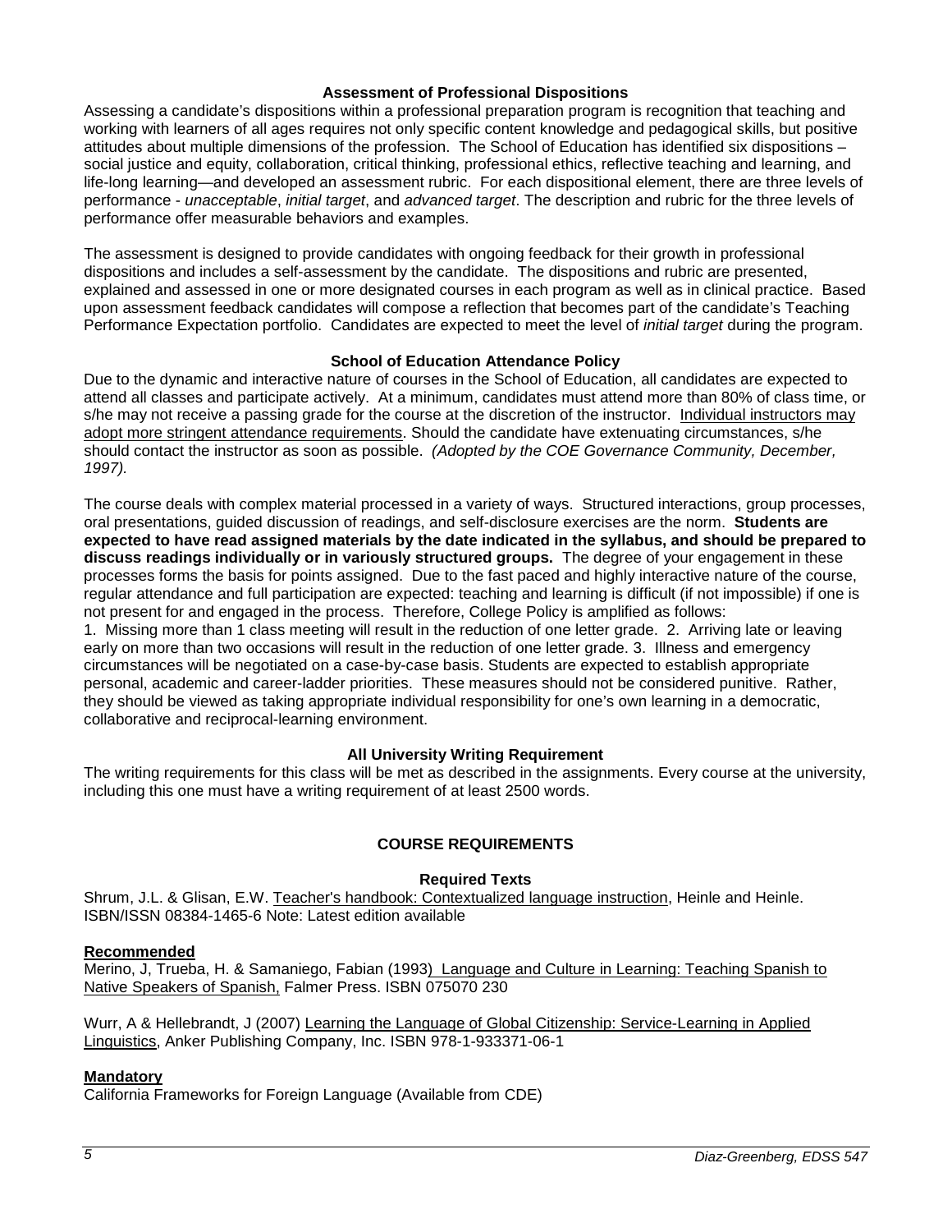### Assessment of Professional Dispositions

Assessing a candidate's dispositions within a professional preparation program is recognition that teaching and working with learners of all ages requires not only specific content knowledge and pedagogical skills, but positive attitudes about multiple dimensions of the profession. The School of Education has identified six dispositions – social justice and equity, collaboration, critical thinking, professional ethics, reflective teaching and learning, and life-long learning—and developed an assessment rubric. For each dispositional element, there are three levels of performance - *unacceptable*, *initial target*, and *advanced target*. The description and rubric for the three levels of performance offer measurable behaviors and examples.

The assessment is designed to provide candidates with ongoing feedback for their growth in professional dispositions and includes a self-assessment by the candidate. The dispositions and rubric are presented, explained and assessed in one or more designated courses in each program as well as in clinical practice. Based upon assessment feedback candidates will compose a reflection that becomes part of the candidate's Teaching Performance Expectation portfolio. Candidates are expected to meet the level of *initial target* during the program.

### School of Education Attendance Policy

Due to the dynamic and interactive nature of courses in the School of Education, all candidates are expected to attend all classes and participate actively. At a minimum, candidates must attend more than 80% of class time, or s/he may not receive a passing grade for the course at the discretion of the instructor. Individual instructors may adopt more stringent attendance requirements. Should the candidate have extenuating circumstances, s/he should contact the instructor as soon as possible. *(Adopted by the COE Governance Community, December, 1997).*

The course deals with complex material processed in a variety of ways. Structured interactions, group processes, oral presentations, guided discussion of readings, and self-disclosure exercises are the norm. **Students are expected to have read assigned materials by the date indicated in the syllabus, and should be prepared to discuss readings individually or in variously structured groups.** The degree of your engagement in these processes forms the basis for points assigned. Due to the fast paced and highly interactive nature of the course, regular attendance and full participation are expected: teaching and learning is difficult (if not impossible) if one is not present for and engaged in the process. Therefore, College Policy is amplified as follows:
1. Missing more than 1 class meeting will result in the reduction of one letter grade. 2. Arriving late or leaving early on more than two occasions will result in the reduction of one letter grade. 3. Illness and emergency circumstances will be negotiated on a case-by-case basis. Students are expected to establish appropriate personal, academic and career-ladder priorities. These measures should not be considered punitive. Rather, they should be viewed as taking appropriate individual responsibility for one's own learning in a democratic, collaborative and reciprocal-learning environment.

### All University Writing Requirement

The writing requirements for this class will be met as described in the assignments. Every course at the university, including this one must have a writing requirement of at least 2500 words.

## COURSE REQUIREMENTS

### Required Texts

Shrum, J.L. & Glisan, E.W. Teacher's handbook: Contextualized language instruction, Heinle and Heinle. ISBN/ISSN 08384-1465-6 Note: Latest edition available

**Recommended**

Merino, J, Trueba, H. & Samaniego, Fabian (1993) Language and Culture in Learning: Teaching Spanish to Native Speakers of Spanish, Falmer Press. ISBN 075070 230

Wurr, A & Hellebrandt, J (2007) Learning the Language of Global Citizenship: Service-Learning in Applied Linguistics, Anker Publishing Company, Inc. ISBN 978-1-933371-06-1

**Mandatory**

California Frameworks for Foreign Language (Available from CDE)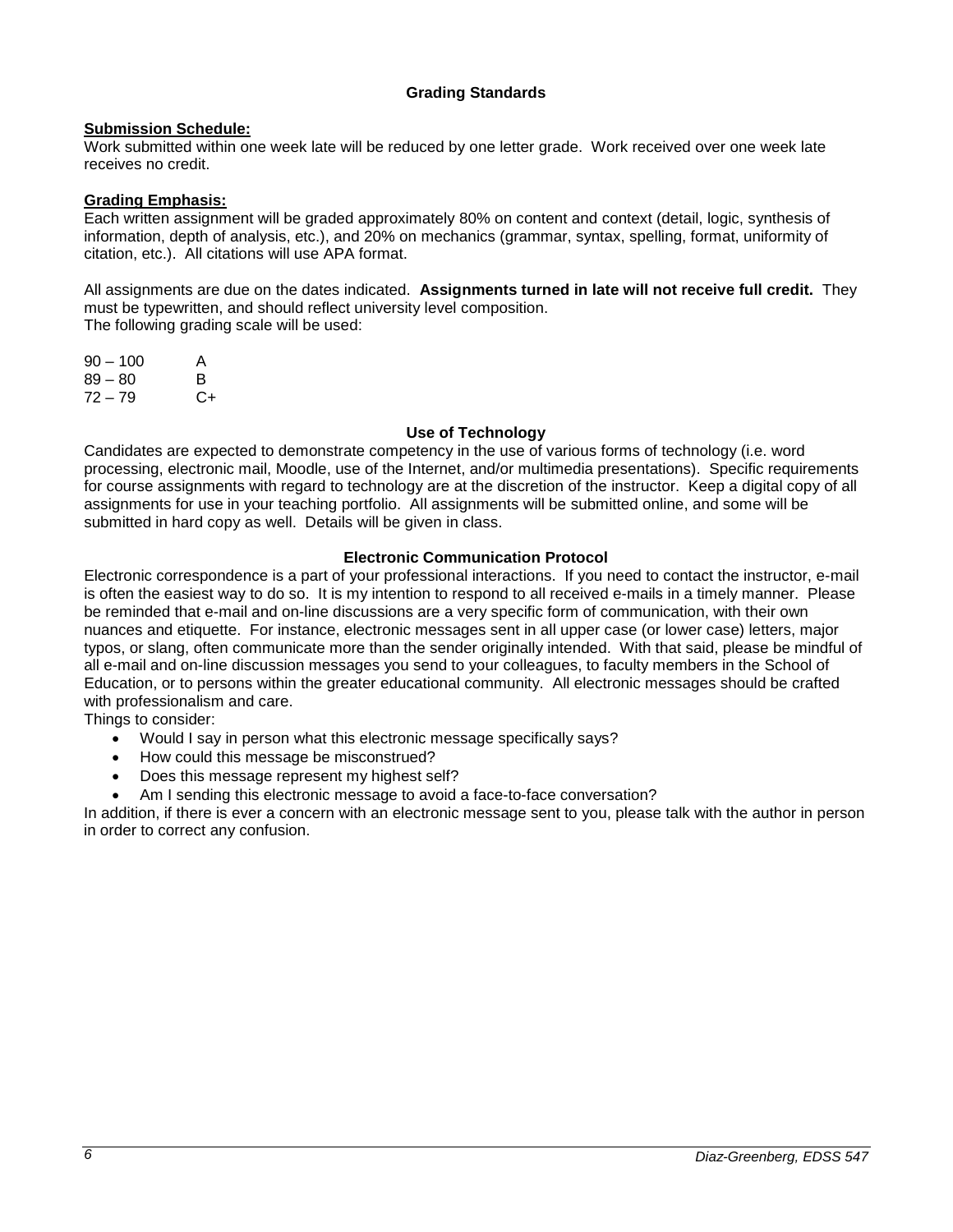## Grading Standards

**Submission Schedule:**
Work submitted within one week late will be reduced by one letter grade. Work received over one week late receives no credit.

**Grading Emphasis:**
Each written assignment will be graded approximately 80% on content and context (detail, logic, synthesis of information, depth of analysis, etc.), and 20% on mechanics (grammar, syntax, spelling, format, uniformity of citation, etc.). All citations will use APA format.

All assignments are due on the dates indicated. **Assignments turned in late will not receive full credit.** They must be typewritten, and should reflect university level composition.
The following grading scale will be used:

| | |
|---|---|
| 90 – 100 | A |
| 89 – 80 | B |
| 72 – 79 | C+ |

## Use of Technology

Candidates are expected to demonstrate competency in the use of various forms of technology (i.e. word processing, electronic mail, Moodle, use of the Internet, and/or multimedia presentations). Specific requirements for course assignments with regard to technology are at the discretion of the instructor. Keep a digital copy of all assignments for use in your teaching portfolio. All assignments will be submitted online, and some will be submitted in hard copy as well. Details will be given in class.

## Electronic Communication Protocol

Electronic correspondence is a part of your professional interactions. If you need to contact the instructor, e-mail is often the easiest way to do so. It is my intention to respond to all received e-mails in a timely manner. Please be reminded that e-mail and on-line discussions are a very specific form of communication, with their own nuances and etiquette. For instance, electronic messages sent in all upper case (or lower case) letters, major typos, or slang, often communicate more than the sender originally intended. With that said, please be mindful of all e-mail and on-line discussion messages you send to your colleagues, to faculty members in the School of Education, or to persons within the greater educational community. All electronic messages should be crafted with professionalism and care.
Things to consider:

- Would I say in person what this electronic message specifically says?
- How could this message be misconstrued?
- Does this message represent my highest self?
- Am I sending this electronic message to avoid a face-to-face conversation?

In addition, if there is ever a concern with an electronic message sent to you, please talk with the author in person in order to correct any confusion.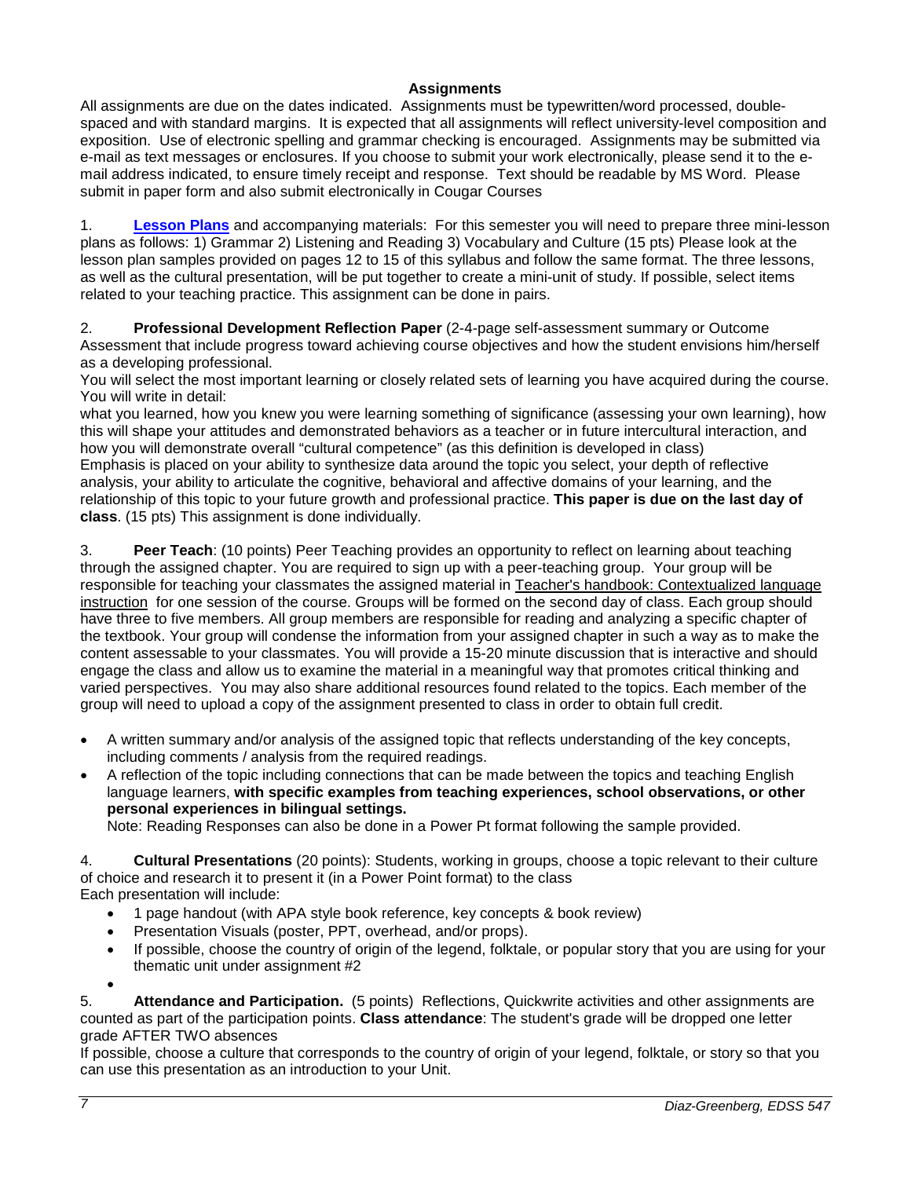## Assignments

All assignments are due on the dates indicated. Assignments must be typewritten/word processed, double-spaced and with standard margins. It is expected that all assignments will reflect university-level composition and exposition. Use of electronic spelling and grammar checking is encouraged. Assignments may be submitted via e-mail as text messages or enclosures. If you choose to submit your work electronically, please send it to the e-mail address indicated, to ensure timely receipt and response. Text should be readable by MS Word. Please submit in paper form and also submit electronically in Cougar Courses

1. **Lesson Plans** and accompanying materials: For this semester you will need to prepare three mini-lesson plans as follows: 1) Grammar 2) Listening and Reading 3) Vocabulary and Culture (15 pts) Please look at the lesson plan samples provided on pages 12 to 15 of this syllabus and follow the same format. The three lessons, as well as the cultural presentation, will be put together to create a mini-unit of study. If possible, select items related to your teaching practice. This assignment can be done in pairs.

2. **Professional Development Reflection Paper** (2-4-page self-assessment summary or Outcome Assessment that include progress toward achieving course objectives and how the student envisions him/herself as a developing professional.
You will select the most important learning or closely related sets of learning you have acquired during the course. You will write in detail:
what you learned, how you knew you were learning something of significance (assessing your own learning), how this will shape your attitudes and demonstrated behaviors as a teacher or in future intercultural interaction, and how you will demonstrate overall "cultural competence" (as this definition is developed in class)
Emphasis is placed on your ability to synthesize data around the topic you select, your depth of reflective analysis, your ability to articulate the cognitive, behavioral and affective domains of your learning, and the relationship of this topic to your future growth and professional practice. **This paper is due on the last day of class**. (15 pts) This assignment is done individually.

3. **Peer Teach**: (10 points) Peer Teaching provides an opportunity to reflect on learning about teaching through the assigned chapter. You are required to sign up with a peer-teaching group. Your group will be responsible for teaching your classmates the assigned material in Teacher's handbook: Contextualized language instruction for one session of the course. Groups will be formed on the second day of class. Each group should have three to five members. All group members are responsible for reading and analyzing a specific chapter of the textbook. Your group will condense the information from your assigned chapter in such a way as to make the content assessable to your classmates. You will provide a 15-20 minute discussion that is interactive and should engage the class and allow us to examine the material in a meaningful way that promotes critical thinking and varied perspectives. You may also share additional resources found related to the topics. Each member of the group will need to upload a copy of the assignment presented to class in order to obtain full credit.

- A written summary and/or analysis of the assigned topic that reflects understanding of the key concepts, including comments / analysis from the required readings.
- A reflection of the topic including connections that can be made between the topics and teaching English language learners, **with specific examples from teaching experiences, school observations, or other personal experiences in bilingual settings.**
  Note: Reading Responses can also be done in a Power Pt format following the sample provided.

4. **Cultural Presentations** (20 points): Students, working in groups, choose a topic relevant to their culture of choice and research it to present it (in a Power Point format) to the class
Each presentation will include:
   - 1 page handout (with APA style book reference, key concepts & book review)
   - Presentation Visuals (poster, PPT, overhead, and/or props).
   - If possible, choose the country of origin of the legend, folktale, or popular story that you are using for your thematic unit under assignment #2

5. **Attendance and Participation.** (5 points) Reflections, Quickwrite activities and other assignments are counted as part of the participation points. **Class attendance**: The student's grade will be dropped one letter grade AFTER TWO absences
If possible, choose a culture that corresponds to the country of origin of your legend, folktale, or story so that you can use this presentation as an introduction to your Unit.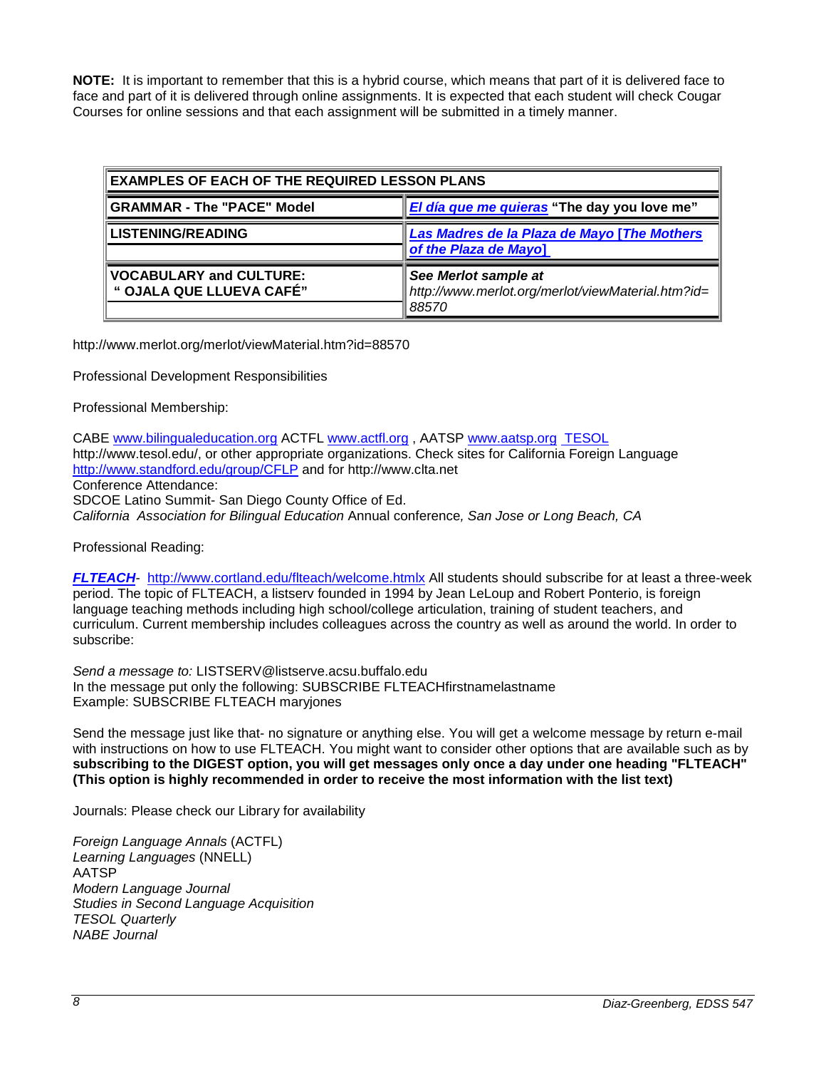**NOTE:** It is important to remember that this is a hybrid course, which means that part of it is delivered face to face and part of it is delivered through online assignments. It is expected that each student will check Cougar Courses for online sessions and that each assignment will be submitted in a timely manner.

| **EXAMPLES OF EACH OF THE REQUIRED LESSON PLANS** | |
|---|---|
| **GRAMMAR - The "PACE" Model** | ***El día que me quieras*** **"The day you love me"** |
| **LISTENING/READING** | ***Las Madres de la Plaza de Mayo* [*The Mothers of the Plaza de Mayo*]** |
| **VOCABULARY and CULTURE: " OJALA QUE LLUEVA CAFÉ"** | ***See Merlot sample at*** *http://www.merlot.org/merlot/viewMaterial.htm?id=88570* |

http://www.merlot.org/merlot/viewMaterial.htm?id=88570

Professional Development Responsibilities

Professional Membership:

CABE www.bilingualeducation.org ACTFL www.actfl.org , AATSP www.aatsp.org TESOL http://www.tesol.edu/, or other appropriate organizations. Check sites for California Foreign Language http://www.standford.edu/group/CFLP and for http://www.clta.net
Conference Attendance:
SDCOE Latino Summit- San Diego County Office of Ed.
*California Association for Bilingual Education* Annual conference*, San Jose or Long Beach, CA*

Professional Reading:

***FLTEACH***- http://www.cortland.edu/flteach/welcome.htmlx All students should subscribe for at least a three-week period. The topic of FLTEACH, a listserv founded in 1994 by Jean LeLoup and Robert Ponterio, is foreign language teaching methods including high school/college articulation, training of student teachers, and curriculum. Current membership includes colleagues across the country as well as around the world. In order to subscribe:

*Send a message to:* LISTSERV@listserve.acsu.buffalo.edu
In the message put only the following: SUBSCRIBE FLTEACHfirstnamelastname
Example: SUBSCRIBE FLTEACH maryjones

Send the message just like that- no signature or anything else. You will get a welcome message by return e-mail with instructions on how to use FLTEACH. You might want to consider other options that are available such as by **subscribing to the DIGEST option, you will get messages only once a day under one heading "FLTEACH" (This option is highly recommended in order to receive the most information with the list text)**

Journals: Please check our Library for availability

*Foreign Language Annals* (ACTFL)
*Learning Languages* (NNELL)
AATSP
*Modern Language Journal*
*Studies in Second Language Acquisition*
*TESOL Quarterly*
*NABE Journal*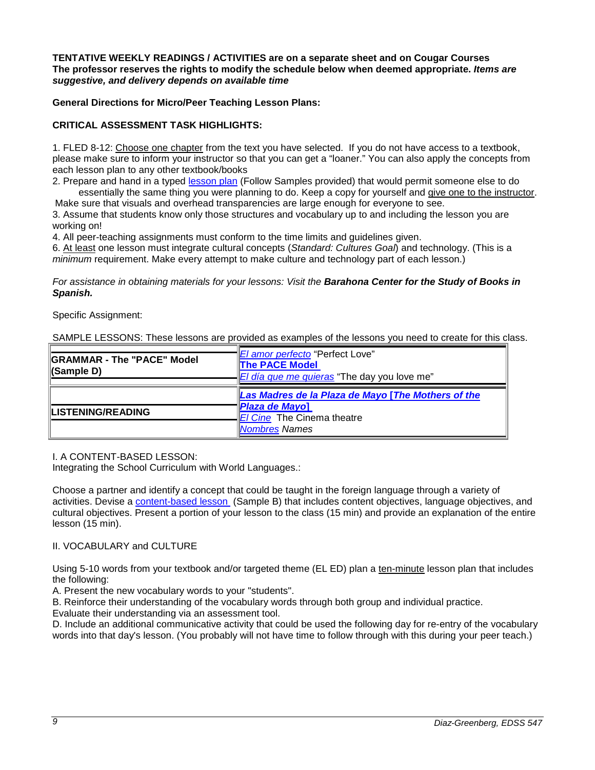**TENTATIVE WEEKLY READINGS / ACTIVITIES are on a separate sheet and on Cougar Courses**
**The professor reserves the rights to modify the schedule below when deemed appropriate. *Items are suggestive, and delivery depends on available time***

**General Directions for Micro/Peer Teaching Lesson Plans:**

**CRITICAL ASSESSMENT TASK HIGHLIGHTS:**

1. FLED 8-12: Choose one chapter from the text you have selected. If you do not have access to a textbook, please make sure to inform your instructor so that you can get a "loaner." You can also apply the concepts from each lesson plan to any other textbook/books
2. Prepare and hand in a typed lesson plan (Follow Samples provided) that would permit someone else to do essentially the same thing you were planning to do. Keep a copy for yourself and give one to the instructor. Make sure that visuals and overhead transparencies are large enough for everyone to see.
3. Assume that students know only those structures and vocabulary up to and including the lesson you are working on!
4. All peer-teaching assignments must conform to the time limits and guidelines given.
6. At least one lesson must integrate cultural concepts (*Standard: Cultures Goal*) and technology. (This is a *minimum* requirement. Make every attempt to make culture and technology part of each lesson.)

*For assistance in obtaining materials for your lessons: Visit the **Barahona Center for the Study of Books in Spanish.***

Specific Assignment:

SAMPLE LESSONS: These lessons are provided as examples of the lessons you need to create for this class.

| | |
|---|---|
| **GRAMMAR - The "PACE" Model (Sample D)** | *El amor perfecto* "Perfect Love"<br>**The PACE Model**<br>*El día que me quieras* "The day you love me" |
| **LISTENING/READING** | ***Las Madres de la Plaza de Mayo* [The Mothers of the Plaza de Mayo]**<br>*El Cine* The Cinema theatre<br>*Nombres Names* |

I. A CONTENT-BASED LESSON:
Integrating the School Curriculum with World Languages.:

Choose a partner and identify a concept that could be taught in the foreign language through a variety of activities. Devise a content-based lesson (Sample B) that includes content objectives, language objectives, and cultural objectives. Present a portion of your lesson to the class (15 min) and provide an explanation of the entire lesson (15 min).

II. VOCABULARY and CULTURE

Using 5-10 words from your textbook and/or targeted theme (EL ED) plan a ten-minute lesson plan that includes the following:
A. Present the new vocabulary words to your "students".
B. Reinforce their understanding of the vocabulary words through both group and individual practice.
Evaluate their understanding via an assessment tool.
D. Include an additional communicative activity that could be used the following day for re-entry of the vocabulary words into that day's lesson. (You probably will not have time to follow through with this during your peer teach.)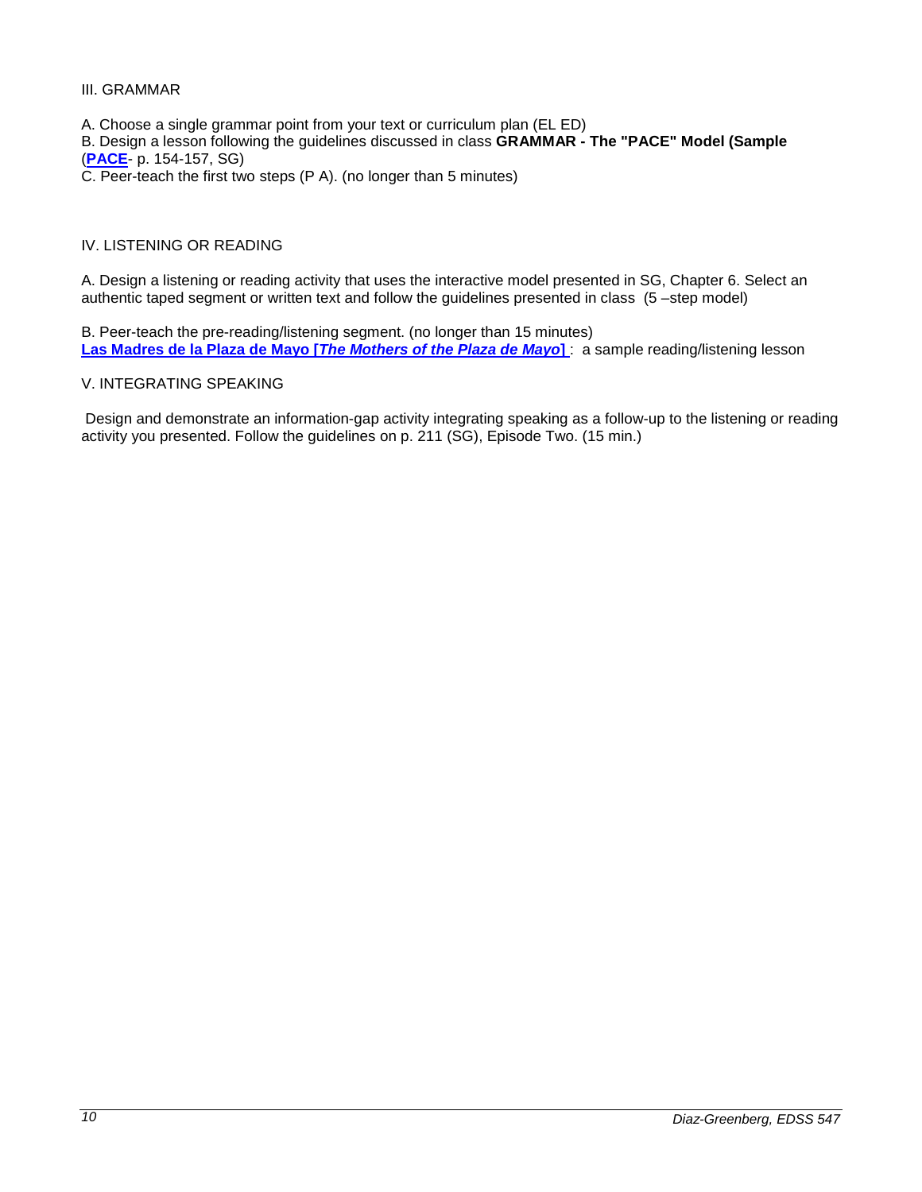III. GRAMMAR

A. Choose a single grammar point from your text or curriculum plan (EL ED)
B. Design a lesson following the guidelines discussed in class **GRAMMAR - The "PACE" Model (Sample** (**PACE**- p. 154-157, SG)
C. Peer-teach the first two steps (P A). (no longer than 5 minutes)

IV. LISTENING OR READING

A. Design a listening or reading activity that uses the interactive model presented in SG, Chapter 6. Select an authentic taped segment or written text and follow the guidelines presented in class (5 –step model)

B. Peer-teach the pre-reading/listening segment. (no longer than 15 minutes)
**Las Madres de la Plaza de Mayo [*The Mothers of the Plaza de Mayo*]** : a sample reading/listening lesson

V. INTEGRATING SPEAKING

Design and demonstrate an information-gap activity integrating speaking as a follow-up to the listening or reading activity you presented. Follow the guidelines on p. 211 (SG), Episode Two. (15 min.)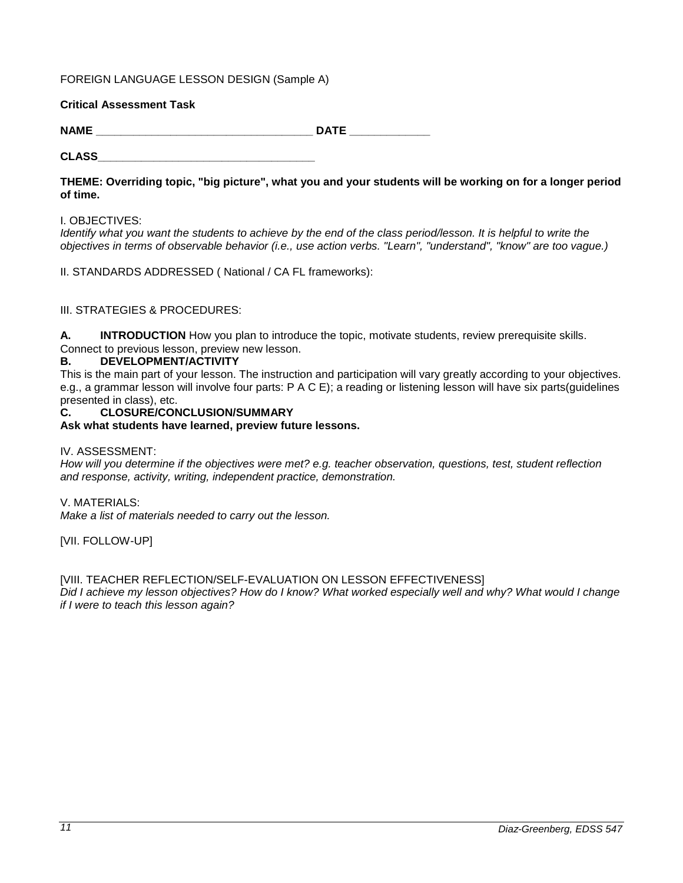FOREIGN LANGUAGE LESSON DESIGN (Sample A)

**Critical Assessment Task**

**NAME \_\_\_\_\_\_\_\_\_\_\_\_\_\_\_\_\_\_\_\_\_\_\_\_\_\_\_\_\_\_\_\_\_\_ DATE \_\_\_\_\_\_\_\_\_\_\_\_\_**

**CLASS\_\_\_\_\_\_\_\_\_\_\_\_\_\_\_\_\_\_\_\_\_\_\_\_\_\_\_\_\_\_\_\_\_\_**

**THEME: Overriding topic, "big picture", what you and your students will be working on for a longer period of time.**

I. OBJECTIVES:
*Identify what you want the students to achieve by the end of the class period/lesson. It is helpful to write the objectives in terms of observable behavior (i.e., use action verbs. "Learn", "understand", "know" are too vague.)*

II. STANDARDS ADDRESSED ( National / CA FL frameworks):

III. STRATEGIES & PROCEDURES:

**A. INTRODUCTION** How you plan to introduce the topic, motivate students, review prerequisite skills. Connect to previous lesson, preview new lesson.

**B. DEVELOPMENT/ACTIVITY**
This is the main part of your lesson. The instruction and participation will vary greatly according to your objectives. e.g., a grammar lesson will involve four parts: P A C E); a reading or listening lesson will have six parts(guidelines presented in class), etc.

**C. CLOSURE/CONCLUSION/SUMMARY**
**Ask what students have learned, preview future lessons.**

IV. ASSESSMENT:
*How will you determine if the objectives were met? e.g. teacher observation, questions, test, student reflection and response, activity, writing, independent practice, demonstration.*

V. MATERIALS:
*Make a list of materials needed to carry out the lesson.*

[VII. FOLLOW-UP]

[VIII. TEACHER REFLECTION/SELF-EVALUATION ON LESSON EFFECTIVENESS]
*Did I achieve my lesson objectives? How do I know? What worked especially well and why? What would I change if I were to teach this lesson again?*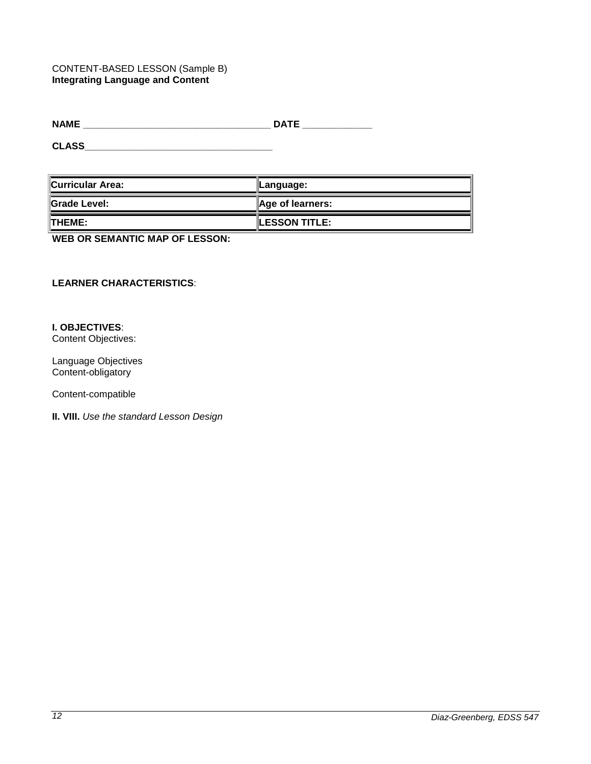CONTENT-BASED LESSON (Sample B)
**Integrating Language and Content**

**NAME** ___________________________________ **DATE** _____________

**CLASS**___________________________________

| **Curricular Area:** | **Language:** |
|---|---|
| **Grade Level:** | **Age of learners:** |
| **THEME:** | **LESSON TITLE:** |

**WEB OR SEMANTIC MAP OF LESSON:**

**LEARNER CHARACTERISTICS**:

**I. OBJECTIVES**:
Content Objectives:

Language Objectives
Content-obligatory

Content-compatible

**II. VIII.** *Use the standard Lesson Design*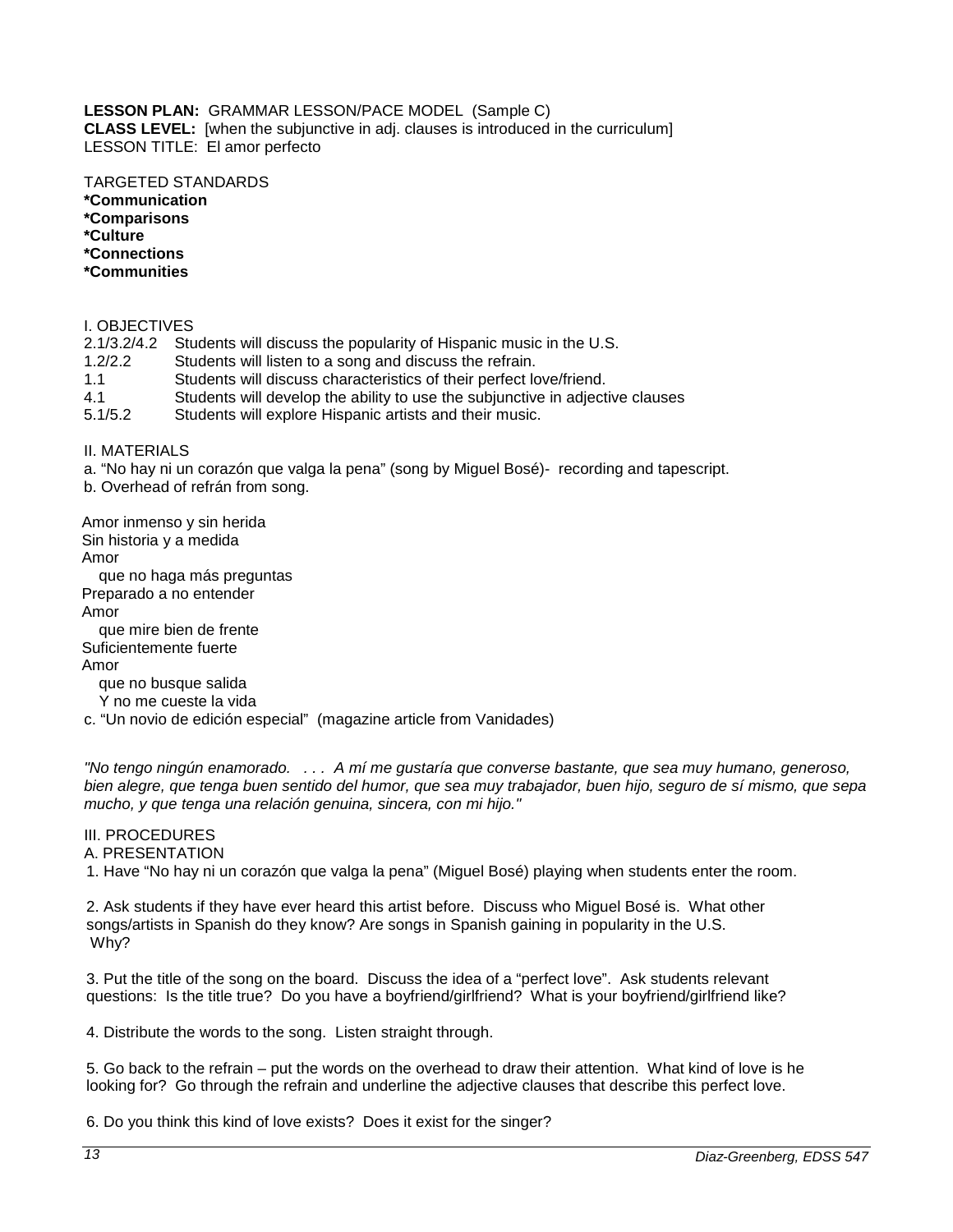**LESSON PLAN:** GRAMMAR LESSON/PACE MODEL (Sample C)
**CLASS LEVEL:** [when the subjunctive in adj. clauses is introduced in the curriculum]
LESSON TITLE: El amor perfecto

TARGETED STANDARDS
**\*Communication**
**\*Comparisons**
**\*Culture**
**\*Connections**
**\*Communities**

I. OBJECTIVES

2.1/3.2/4.2 Students will discuss the popularity of Hispanic music in the U.S.
1.2/2.2 Students will listen to a song and discuss the refrain.
1.1 Students will discuss characteristics of their perfect love/friend.
4.1 Students will develop the ability to use the subjunctive in adjective clauses
5.1/5.2 Students will explore Hispanic artists and their music.

II. MATERIALS

a. "No hay ni un corazón que valga la pena" (song by Miguel Bosé)- recording and tapescript.
b. Overhead of refrán from song.

Amor inmenso y sin herida
Sin historia y a medida
Amor
que no haga más preguntas
Preparado a no entender
Amor
que mire bien de frente
Suficientemente fuerte
Amor
que no busque salida
Y no me cueste la vida

c. "Un novio de edición especial" (magazine article from Vanidades)

*"No tengo ningún enamorado. . . . A mí me gustaría que converse bastante, que sea muy humano, generoso, bien alegre, que tenga buen sentido del humor, que sea muy trabajador, buen hijo, seguro de sí mismo, que sepa mucho, y que tenga una relación genuina, sincera, con mi hijo."*

III. PROCEDURES

A. PRESENTATION

1. Have "No hay ni un corazón que valga la pena" (Miguel Bosé) playing when students enter the room.

2. Ask students if they have ever heard this artist before. Discuss who Miguel Bosé is. What other songs/artists in Spanish do they know? Are songs in Spanish gaining in popularity in the U.S. Why?

3. Put the title of the song on the board. Discuss the idea of a "perfect love". Ask students relevant questions: Is the title true? Do you have a boyfriend/girlfriend? What is your boyfriend/girlfriend like?

4. Distribute the words to the song. Listen straight through.

5. Go back to the refrain – put the words on the overhead to draw their attention. What kind of love is he looking for? Go through the refrain and underline the adjective clauses that describe this perfect love.

6. Do you think this kind of love exists? Does it exist for the singer?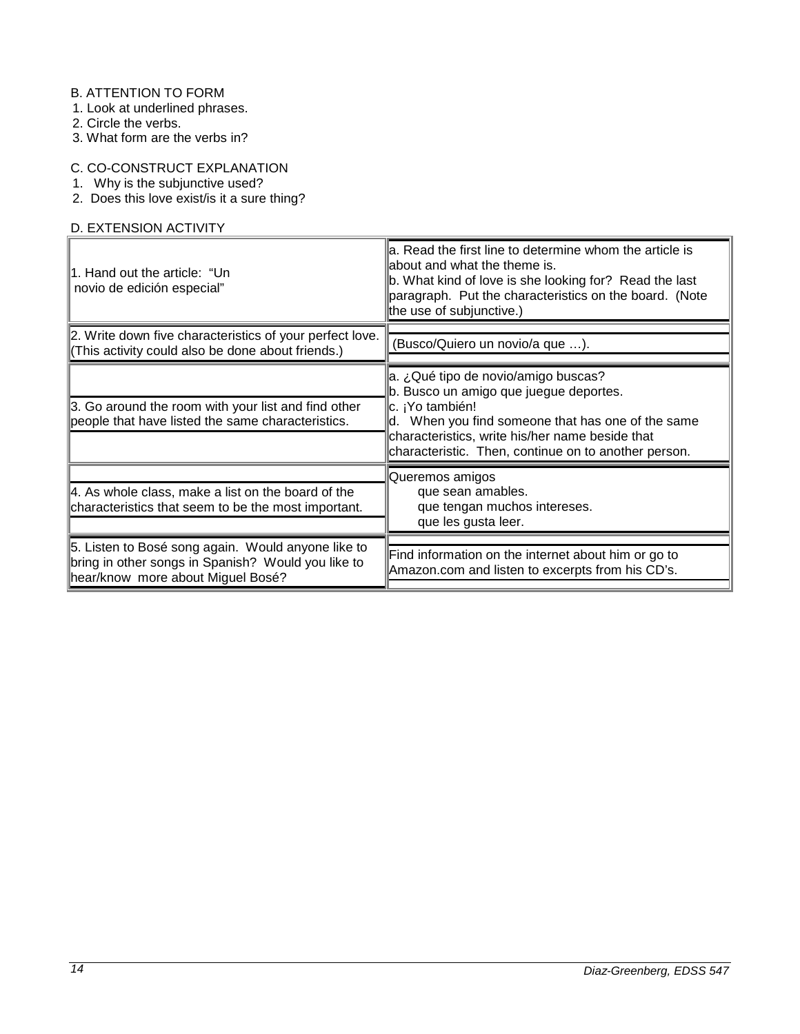B. ATTENTION TO FORM

1. Look at underlined phrases.
2. Circle the verbs.
3. What form are the verbs in?

C. CO-CONSTRUCT EXPLANATION

1. Why is the subjunctive used?
2. Does this love exist/is it a sure thing?

D. EXTENSION ACTIVITY

| | |
|---|---|
| 1. Hand out the article: "Un novio de edición especial" | a. Read the first line to determine whom the article is about and what the theme is.<br>b. What kind of love is she looking for? Read the last paragraph. Put the characteristics on the board. (Note the use of subjunctive.) |
| 2. Write down five characteristics of your perfect love. (This activity could also be done about friends.) | (Busco/Quiero un novio/a que …). |
| 3. Go around the room with your list and find other people that have listed the same characteristics. | a. ¿Qué tipo de novio/amigo buscas?<br>b. Busco un amigo que juegue deportes.<br>c. ¡Yo también!<br>d. When you find someone that has one of the same characteristics, write his/her name beside that characteristic. Then, continue on to another person. |
| 4. As whole class, make a list on the board of the characteristics that seem to be the most important. | Queremos amigos<br>que sean amables.<br>que tengan muchos intereses.<br>que les gusta leer. |
| 5. Listen to Bosé song again. Would anyone like to bring in other songs in Spanish? Would you like to hear/know more about Miguel Bosé? | Find information on the internet about him or go to Amazon.com and listen to excerpts from his CD's. |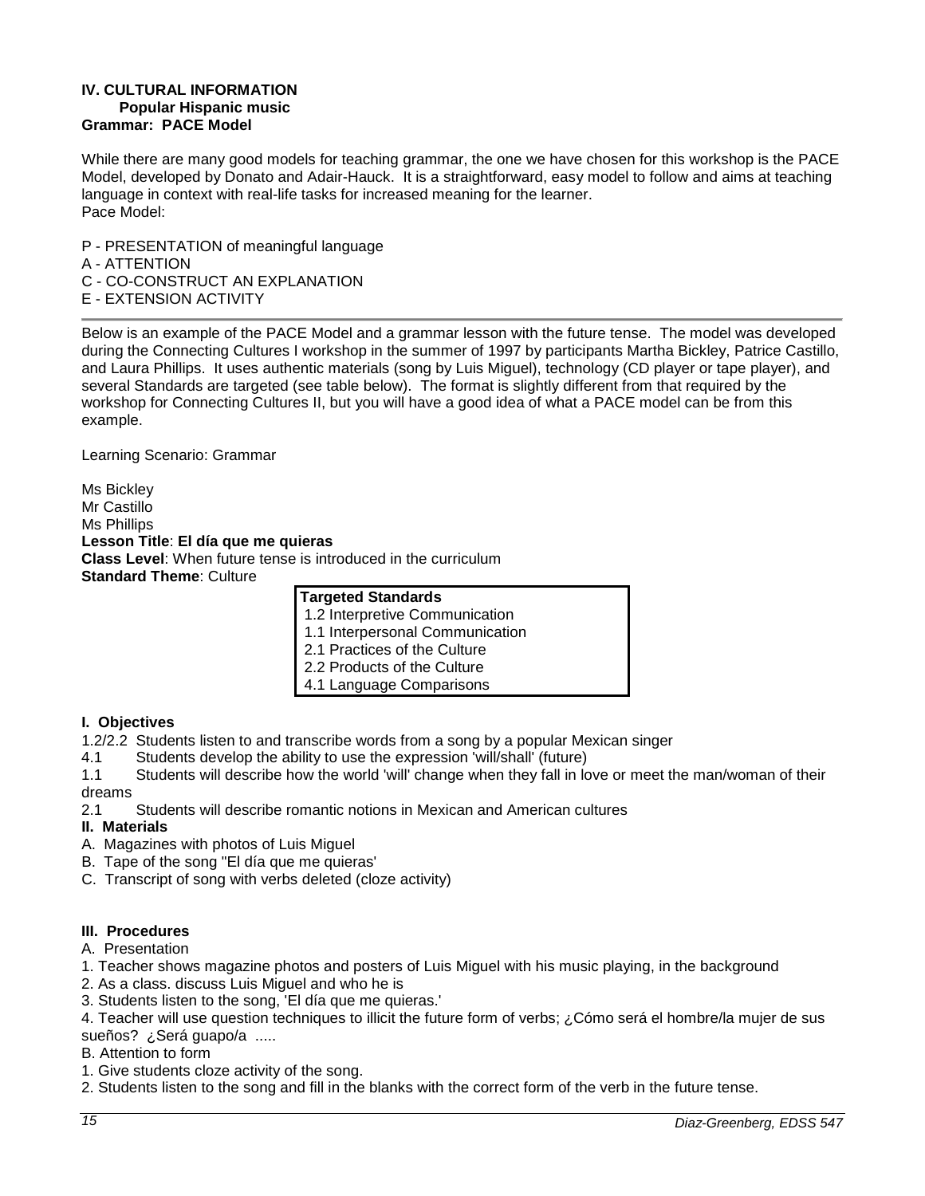**IV. CULTURAL INFORMATION**
**Popular Hispanic music**
**Grammar: PACE Model**

While there are many good models for teaching grammar, the one we have chosen for this workshop is the PACE Model, developed by Donato and Adair-Hauck. It is a straightforward, easy model to follow and aims at teaching language in context with real-life tasks for increased meaning for the learner.
Pace Model:

P - PRESENTATION of meaningful language
A - ATTENTION
C - CO-CONSTRUCT AN EXPLANATION
E - EXTENSION ACTIVITY

---

Below is an example of the PACE Model and a grammar lesson with the future tense. The model was developed during the Connecting Cultures I workshop in the summer of 1997 by participants Martha Bickley, Patrice Castillo, and Laura Phillips. It uses authentic materials (song by Luis Miguel), technology (CD player or tape player), and several Standards are targeted (see table below). The format is slightly different from that required by the workshop for Connecting Cultures II, but you will have a good idea of what a PACE model can be from this example.

Learning Scenario: Grammar

Ms Bickley
Mr Castillo
Ms Phillips
**Lesson Title**: **El día que me quieras**
**Class Level**: When future tense is introduced in the curriculum
**Standard Theme**: Culture

| **Targeted Standards** |
|---|
| 1.2 Interpretive Communication |
| 1.1 Interpersonal Communication |
| 2.1 Practices of the Culture |
| 2.2 Products of the Culture |
| 4.1 Language Comparisons |

**I. Objectives**
1.2/2.2 Students listen to and transcribe words from a song by a popular Mexican singer
4.1 Students develop the ability to use the expression 'will/shall' (future)
1.1 Students will describe how the world 'will' change when they fall in love or meet the man/woman of their dreams
2.1 Students will describe romantic notions in Mexican and American cultures

**II. Materials**
A. Magazines with photos of Luis Miguel
B. Tape of the song "El día que me quieras'
C. Transcript of song with verbs deleted (cloze activity)

**III. Procedures**
A. Presentation
1. Teacher shows magazine photos and posters of Luis Miguel with his music playing, in the background
2. As a class. discuss Luis Miguel and who he is
3. Students listen to the song, 'El día que me quieras.'
4. Teacher will use question techniques to illicit the future form of verbs; ¿Cómo será el hombre/la mujer de sus sueños? ¿Será guapo/a .....

B. Attention to form
1. Give students cloze activity of the song.
2. Students listen to the song and fill in the blanks with the correct form of the verb in the future tense.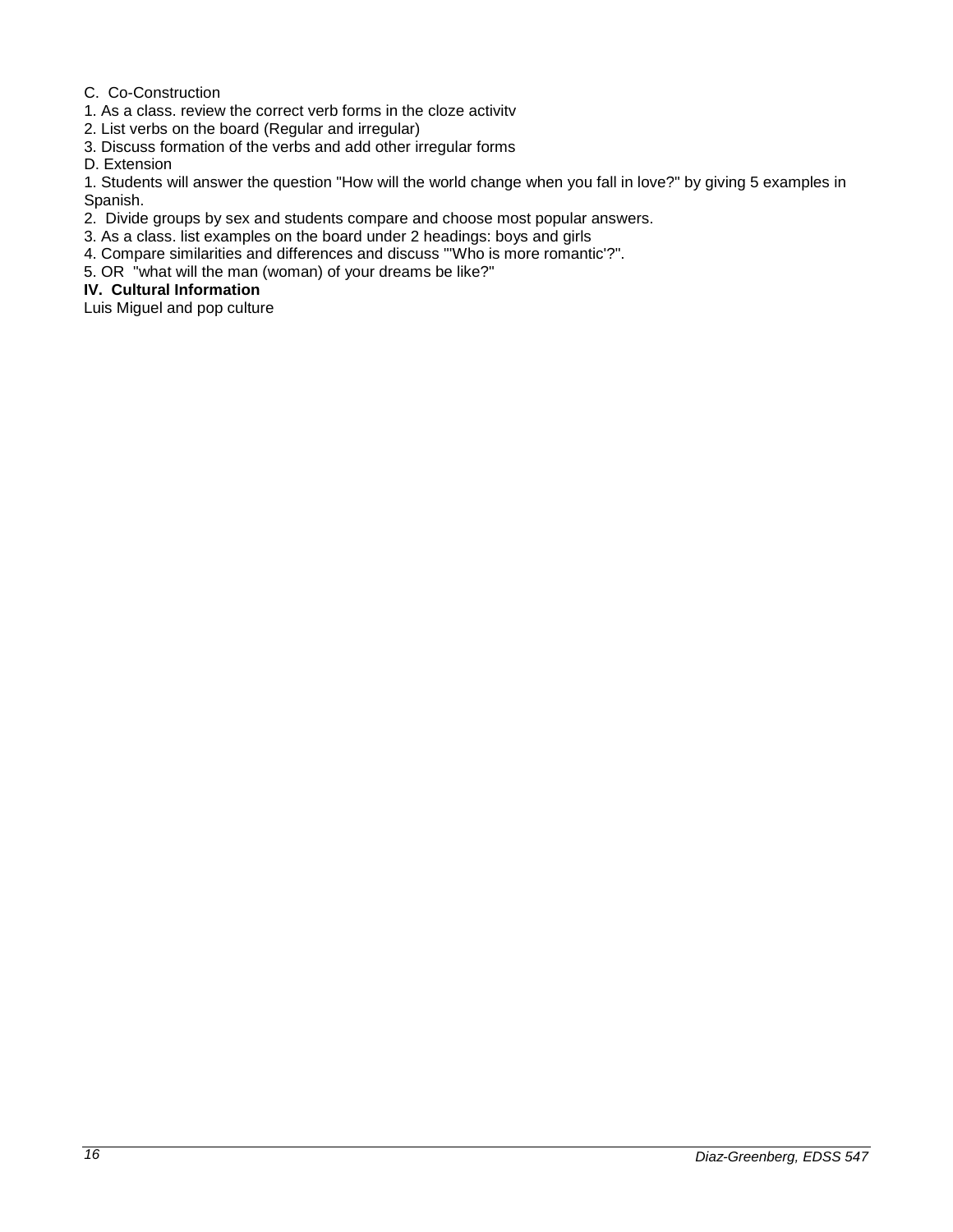C. Co-Construction

1. As a class. review the correct verb forms in the cloze activitv
2. List verbs on the board (Regular and irregular)
3. Discuss formation of the verbs and add other irregular forms

D. Extension

1. Students will answer the question "How will the world change when you fall in love?" by giving 5 examples in Spanish.
2. Divide groups by sex and students compare and choose most popular answers.
3. As a class. list examples on the board under 2 headings: boys and girls
4. Compare similarities and differences and discuss '"Who is more romantic'?".
5. OR "what will the man (woman) of your dreams be like?"

**IV. Cultural Information**

Luis Miguel and pop culture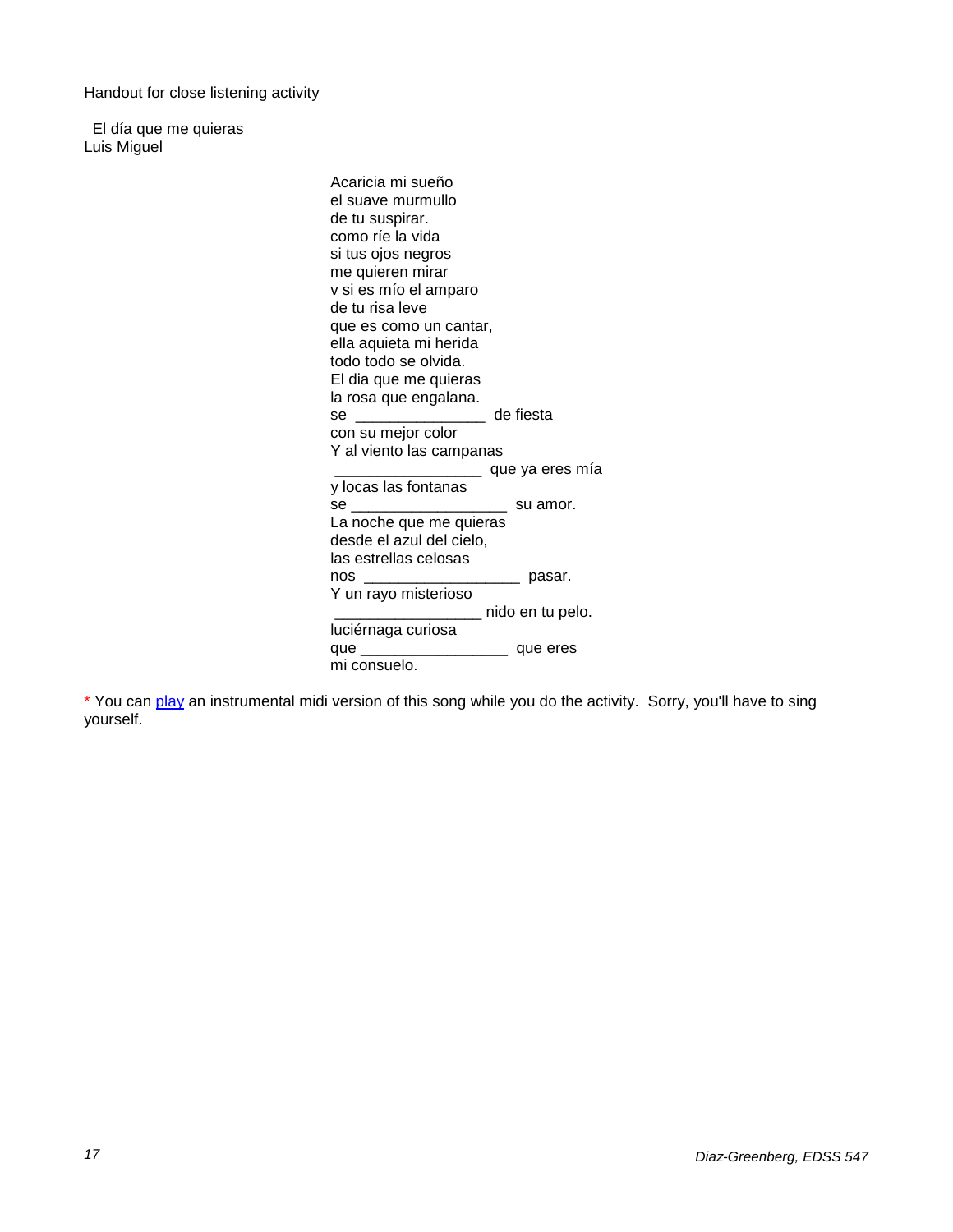Handout for close listening activity

El día que me quieras
Luis Miguel

Acaricia mi sueño
el suave murmullo
de tu suspirar.
como ríe la vida
si tus ojos negros
me quieren mirar
v si es mío el amparo
de tu risa leve
que es como un cantar,
ella aquieta mi herida
todo todo se olvida.
El dia que me quieras
la rosa que engalana.
se _______________ de fiesta
con su mejor color
Y al viento las campanas
_________________ que ya eres mía
y locas las fontanas
se __________________ su amor.
La noche que me quieras
desde el azul del cielo,
las estrellas celosas
nos __________________ pasar.
Y un rayo misterioso
_________________ nido en tu pelo.
luciérnaga curiosa
que _________________ que eres
mi consuelo.

\* You can play an instrumental midi version of this song while you do the activity. Sorry, you'll have to sing yourself.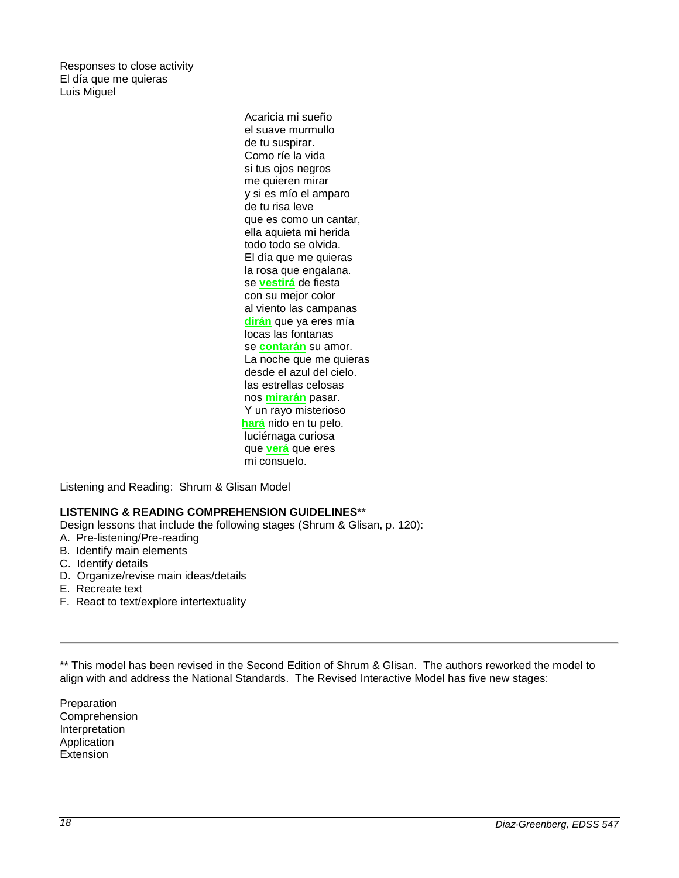Responses to close activity
El día que me quieras
Luis Miguel

Acaricia mi sueño
el suave murmullo
de tu suspirar.
Como ríe la vida
si tus ojos negros
me quieren mirar
y si es mío el amparo
de tu risa leve
que es como un cantar,
ella aquieta mi herida
todo todo se olvida.
El día que me quieras
la rosa que engalana.
se **vestirá** de fiesta
con su mejor color
al viento las campanas
**dirán** que ya eres mía
locas las fontanas
se **contarán** su amor.
La noche que me quieras
desde el azul del cielo.
las estrellas celosas
nos **mirarán** pasar.
Y un rayo misterioso
**hará** nido en tu pelo.
luciérnaga curiosa
que **verá** que eres
mi consuelo.

Listening and Reading: Shrum & Glisan Model

**LISTENING & READING COMPREHENSION GUIDELINES****
Design lessons that include the following stages (Shrum & Glisan, p. 120):

A. Pre-listening/Pre-reading
B. Identify main elements
C. Identify details
D. Organize/revise main ideas/details
E. Recreate text
F. React to text/explore intertextuality

---

** This model has been revised in the Second Edition of Shrum & Glisan. The authors reworked the model to align with and address the National Standards. The Revised Interactive Model has five new stages:

Preparation
Comprehension
Interpretation
Application
Extension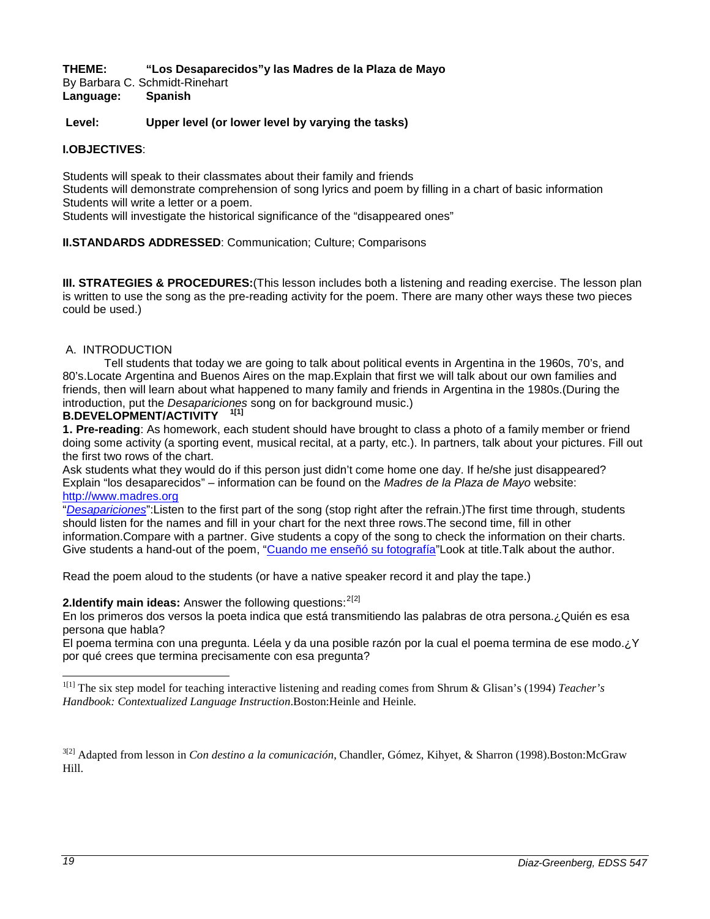**THEME: "Los Desaparecidos"y las Madres de la Plaza de Mayo**
By Barbara C. Schmidt-Rinehart
**Language: Spanish**

**Level: Upper level (or lower level by varying the tasks)**

**I.OBJECTIVES**:

Students will speak to their classmates about their family and friends
Students will demonstrate comprehension of song lyrics and poem by filling in a chart of basic information
Students will write a letter or a poem.
Students will investigate the historical significance of the "disappeared ones"

**II.STANDARDS ADDRESSED**: Communication; Culture; Comparisons

**III. STRATEGIES & PROCEDURES:**(This lesson includes both a listening and reading exercise. The lesson plan is written to use the song as the pre-reading activity for the poem. There are many other ways these two pieces could be used.)

A. INTRODUCTION

Tell students that today we are going to talk about political events in Argentina in the 1960s, 70's, and 80's.Locate Argentina and Buenos Aires on the map.Explain that first we will talk about our own families and friends, then will learn about what happened to many family and friends in Argentina in the 1980s.(During the introduction, put the *Desapariciones* song on for background music.)

**B.DEVELOPMENT/ACTIVITY** [1[1]]

**1. Pre-reading**: As homework, each student should have brought to class a photo of a family member or friend doing some activity (a sporting event, musical recital, at a party, etc.). In partners, talk about your pictures. Fill out the first two rows of the chart.
Ask students what they would do if this person just didn't come home one day. If he/she just disappeared? Explain "los desaparecidos" – information can be found on the *Madres de la Plaza de Mayo* website: http://www.madres.org
"*Desapariciones*":Listen to the first part of the song (stop right after the refrain.)The first time through, students should listen for the names and fill in your chart for the next three rows.The second time, fill in other information.Compare with a partner. Give students a copy of the song to check the information on their charts. Give students a hand-out of the poem, "Cuando me enseñó su fotografía"Look at title.Talk about the author.

Read the poem aloud to the students (or have a native speaker record it and play the tape.)

**2.Identify main ideas:** Answer the following questions:[2[2]]
En los primeros dos versos la poeta indica que está transmitiendo las palabras de otra persona.¿Quién es esa persona que habla?
El poema termina con una pregunta. Léela y da una posible razón por la cual el poema termina de ese modo.¿Y por qué crees que termina precisamente con esa pregunta?

---

[1[1]] The six step model for teaching interactive listening and reading comes from Shrum & Glisan's (1994) *Teacher's Handbook: Contextualized Language Instruction*.Boston:Heinle and Heinle.

[3[2]] Adapted from lesson in *Con destino a la comunicación*, Chandler, Gómez, Kihyet, & Sharron (1998).Boston:McGraw Hill.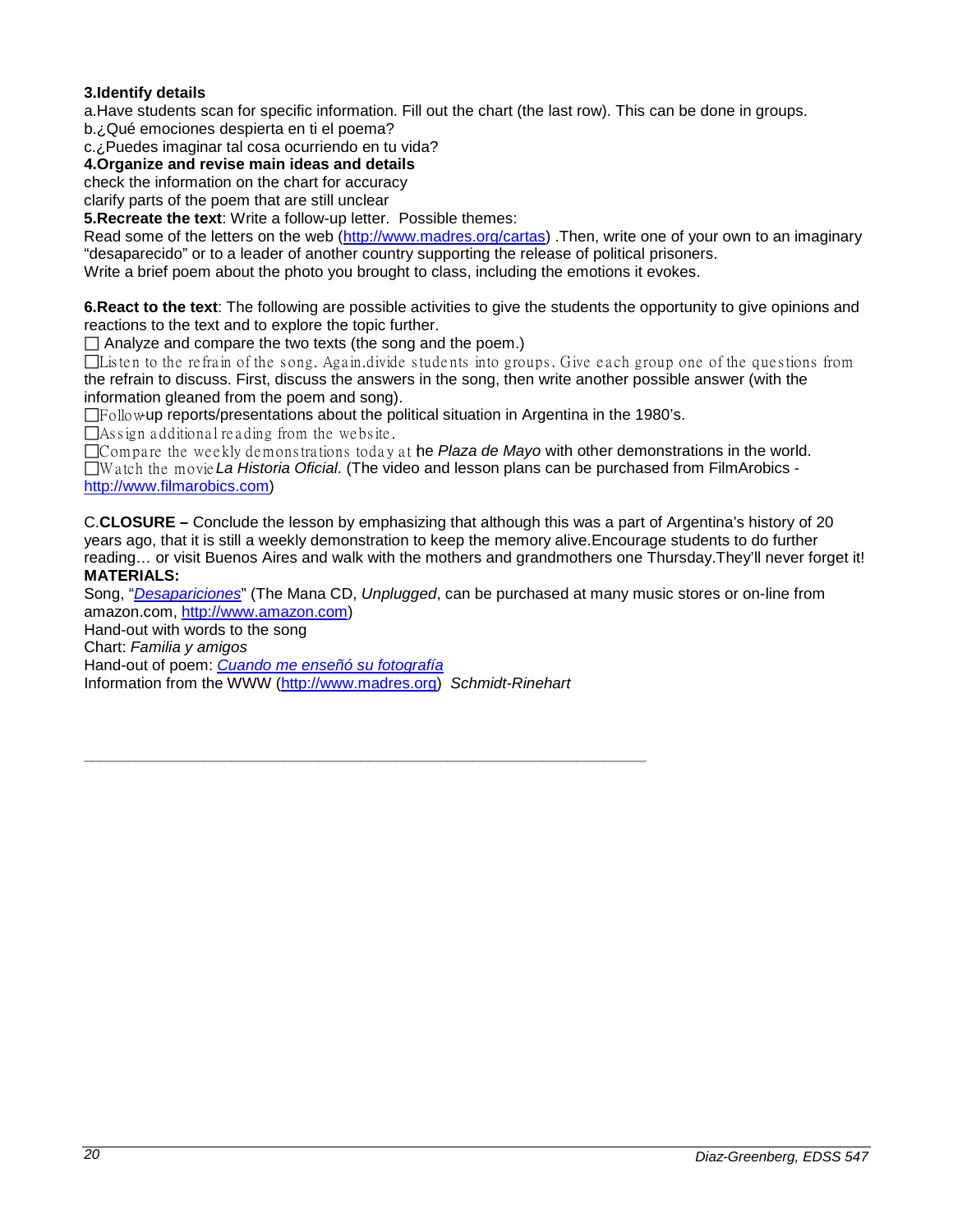**3.Identify details**

a.Have students scan for specific information. Fill out the chart (the last row). This can be done in groups.
b.¿Qué emociones despierta en ti el poema?
c.¿Puedes imaginar tal cosa ocurriendo en tu vida?

**4.Organize and revise main ideas and details**

check the information on the chart for accuracy
clarify parts of the poem that are still unclear

**5.Recreate the text**: Write a follow-up letter. Possible themes:
Read some of the letters on the web (http://www.madres.org/cartas) .Then, write one of your own to an imaginary "desaparecido" or to a leader of another country supporting the release of political prisoners.
Write a brief poem about the photo you brought to class, including the emotions it evokes.

**6.React to the text**: The following are possible activities to give the students the opportunity to give opinions and reactions to the text and to explore the topic further.

- ☐ Analyze and compare the two texts (the song and the poem.)
- ☐ Listen to the refrain of the song. Again.divide students into groups. Give each group one of the questions from the refrain to discuss. First, discuss the answers in the song, then write another possible answer (with the information gleaned from the poem and song).
- ☐ Follow-up reports/presentations about the political situation in Argentina in the 1980's.
- ☐ Assign additional reading from the website.
- ☐ Compare the weekly demonstrations today at the *Plaza de Mayo* with other demonstrations in the world.
- ☐ Watch the movie *La Historia Oficial*. (The video and lesson plans can be purchased from FilmArobics - http://www.filmarobics.com)

C.**CLOSURE –** Conclude the lesson by emphasizing that although this was a part of Argentina's history of 20 years ago, that it is still a weekly demonstration to keep the memory alive.Encourage students to do further reading… or visit Buenos Aires and walk with the mothers and grandmothers one Thursday.They'll never forget it!

**MATERIALS:**

Song, "*Desapariciones*" (The Mana CD, *Unplugged*, can be purchased at many music stores or on-line from amazon.com, http://www.amazon.com)
Hand-out with words to the song
Chart: *Familia y amigos*
Hand-out of poem: *Cuando me enseñó su fotografía*
Information from the WWW (http://www.madres.org) *Schmidt-Rinehart*

---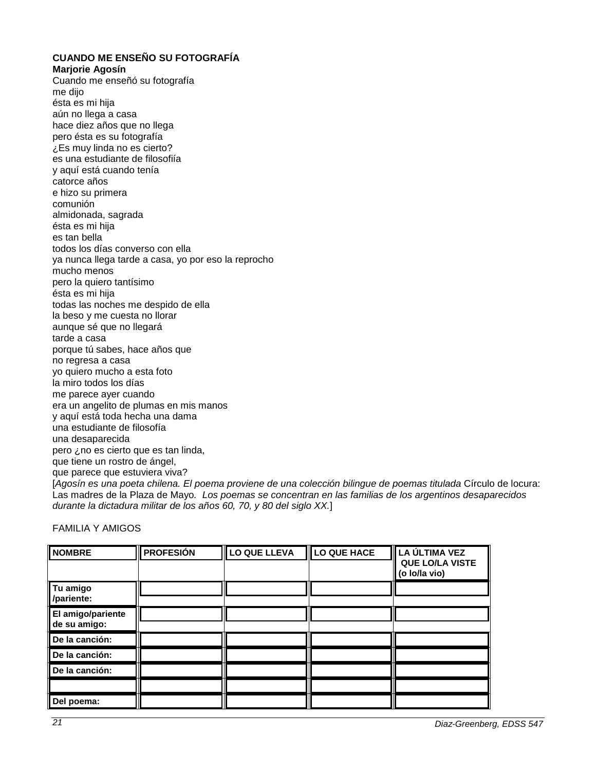**CUANDO ME ENSEÑO SU FOTOGRAFÍA**
**Marjorie Agosín**

Cuando me enseñó su fotografía
me dijo
ésta es mi hija
aún no llega a casa
hace diez años que no llega
pero ésta es su fotografía
¿Es muy linda no es cierto?
es una estudiante de filosofiía
y aquí está cuando tenía
catorce años
e hizo su primera
comunión
almidonada, sagrada
ésta es mi hija
es tan bella
todos los días converso con ella
ya nunca llega tarde a casa, yo por eso la reprocho
mucho menos
pero la quiero tantísimo
ésta es mi hija
todas las noches me despido de ella
la beso y me cuesta no llorar
aunque sé que no llegará
tarde a casa
porque tú sabes, hace años que
no regresa a casa
yo quiero mucho a esta foto
la miro todos los días
me parece ayer cuando
era un angelito de plumas en mis manos
y aquí está toda hecha una dama
una estudiante de filosofía
una desaparecida
pero ¿no es cierto que es tan linda,
que tiene un rostro de ángel,
que parece que estuviera viva?

[*Agosín es una poeta chilena. El poema proviene de una colección bilingue de poemas titulada* Círculo de locura: Las madres de la Plaza de Mayo*. Los poemas se concentran en las familias de los argentinos desaparecidos durante la dictadura militar de los años 60, 70, y 80 del siglo XX.*]

FAMILIA Y AMIGOS

| **NOMBRE** | **PROFESIÓN** | **LO QUE LLEVA** | **LO QUE HACE** | **LA ÚLTIMA VEZ QUE LO/LA VISTE (o lo/la vio)** |
|---|---|---|---|---|
| **Tu amigo /pariente:** | | | | |
| **El amigo/pariente de su amigo:** | | | | |
| **De la canción:** | | | | |
| **De la canción:** | | | | |
| **De la canción:** | | | | |
| | | | | |
| **Del poema:** | | | | |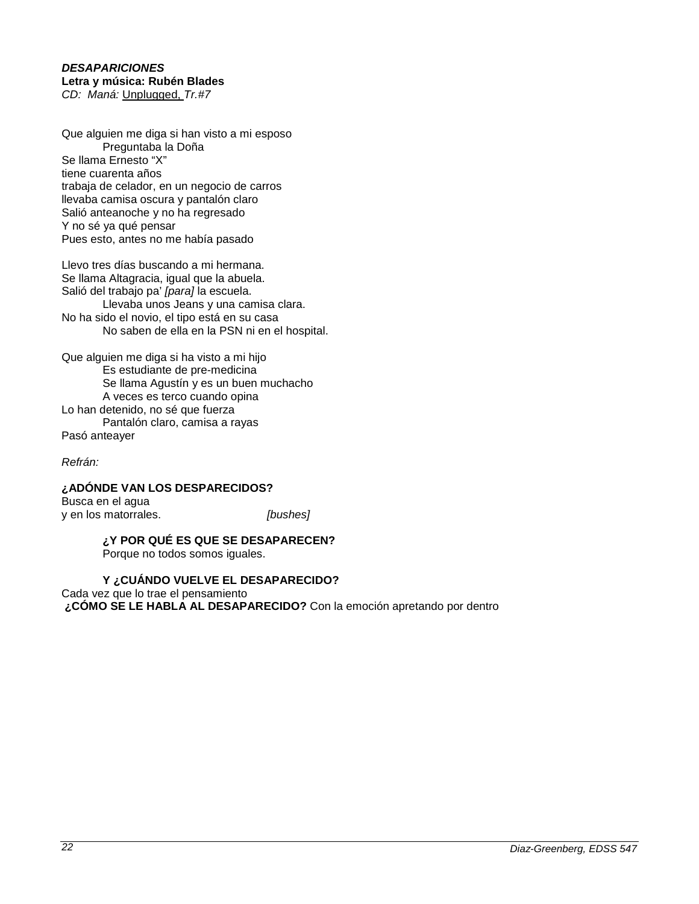***DESAPARICIONES***
**Letra y música: Rubén Blades**
*CD: Maná:* Unplugged, *Tr.#7*

Que alguien me diga si han visto a mi esposo
Preguntaba la Doña
Se llama Ernesto "X"
tiene cuarenta años
trabaja de celador, en un negocio de carros
llevaba camisa oscura y pantalón claro
Salió anteanoche y no ha regresado
Y no sé ya qué pensar
Pues esto, antes no me había pasado

Llevo tres días buscando a mi hermana.
Se llama Altagracia, igual que la abuela.
Salió del trabajo pa' *[para]* la escuela.
Llevaba unos Jeans y una camisa clara.
No ha sido el novio, el tipo está en su casa
No saben de ella en la PSN ni en el hospital.

Que alguien me diga si ha visto a mi hijo
Es estudiante de pre-medicina
Se llama Agustín y es un buen muchacho
A veces es terco cuando opina
Lo han detenido, no sé que fuerza
Pantalón claro, camisa a rayas
Pasó anteayer

*Refrán:*

**¿ADÓNDE VAN LOS DESPARECIDOS?**
Busca en el agua
y en los matorrales. *[bushes]*

**¿Y POR QUÉ ES QUE SE DESAPARECEN?**
Porque no todos somos iguales.

**Y ¿CUÁNDO VUELVE EL DESAPARECIDO?**
Cada vez que lo trae el pensamiento
**¿CÓMO SE LE HABLA AL DESAPARECIDO?** Con la emoción apretando por dentro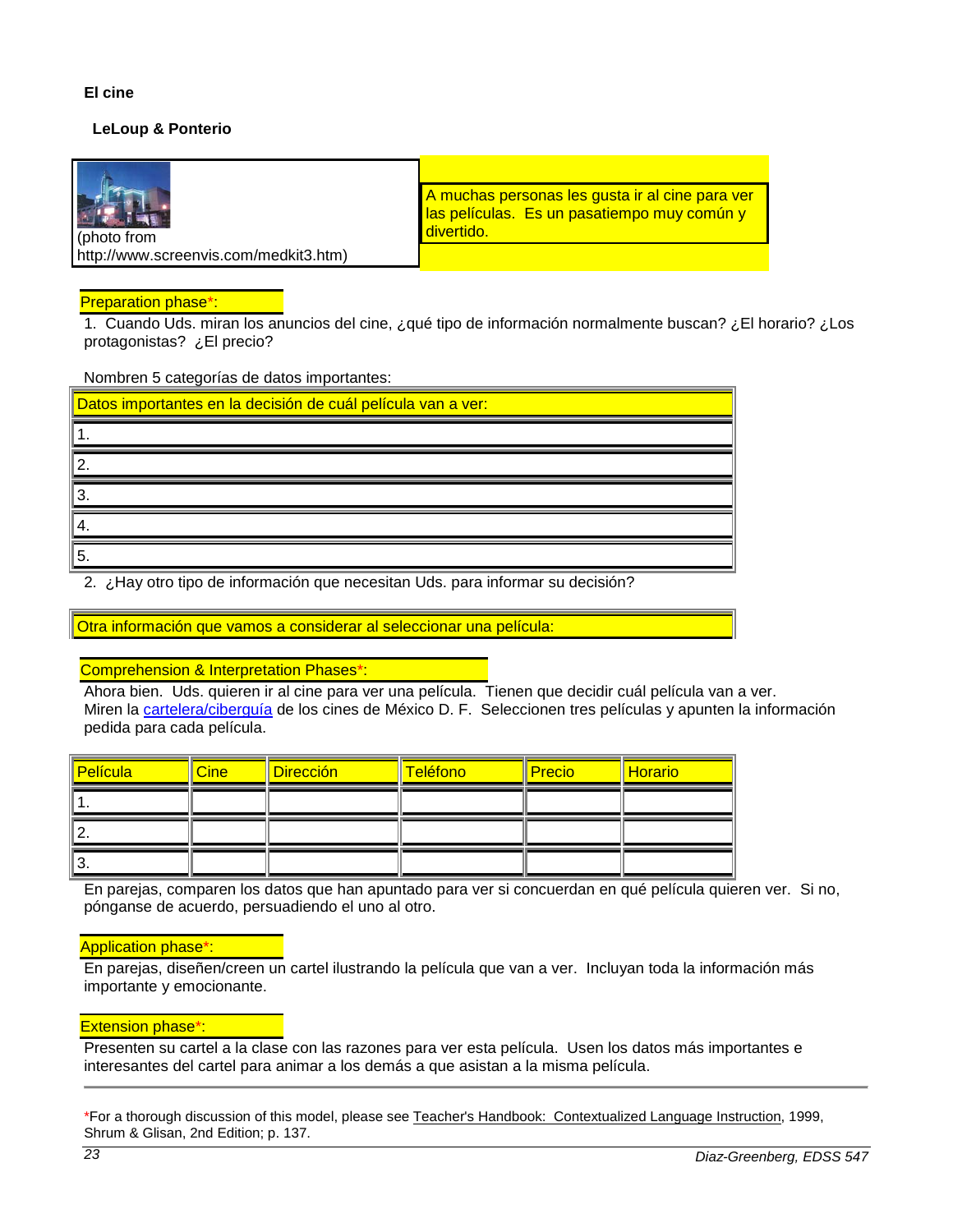**El cine**

**LeLoup & Ponterio**

| (photo from http://www.screenvis.com/medkit3.htm) | A muchas personas les gusta ir al cine para ver las películas. Es un pasatiempo muy común y divertido. |
|---|---|

Preparation phase*:

1. Cuando Uds. miran los anuncios del cine, ¿qué tipo de información normalmente buscan? ¿El horario? ¿Los protagonistas? ¿El precio?

Nombren 5 categorías de datos importantes:

| Datos importantes en la decisión de cuál película van a ver: |
|---|
| 1. |
| 2. |
| 3. |
| 4. |
| 5. |

2. ¿Hay otro tipo de información que necesitan Uds. para informar su decisión?

| Otra información que vamos a considerar al seleccionar una película: |
|---|

Comprehension & Interpretation Phases*:

Ahora bien. Uds. quieren ir al cine para ver una película. Tienen que decidir cuál película van a ver. Miren la cartelera/ciberguía de los cines de México D. F. Seleccionen tres películas y apunten la información pedida para cada película.

| Película | Cine | Dirección | Teléfono | Precio | Horario |
|---|---|---|---|---|---|
| 1. | | | | | |
| 2. | | | | | |
| 3. | | | | | |

En parejas, comparen los datos que han apuntado para ver si concuerdan en qué película quieren ver. Si no, pónganse de acuerdo, persuadiendo el uno al otro.

Application phase*:

En parejas, diseñen/creen un cartel ilustrando la película que van a ver. Incluyan toda la información más importante y emocionante.

Extension phase*:

Presenten su cartel a la clase con las razones para ver esta película. Usen los datos más importantes e interesantes del cartel para animar a los demás a que asistan a la misma película.

---

*For a thorough discussion of this model, please see Teacher's Handbook: Contextualized Language Instruction, 1999, Shrum & Glisan, 2nd Edition; p. 137.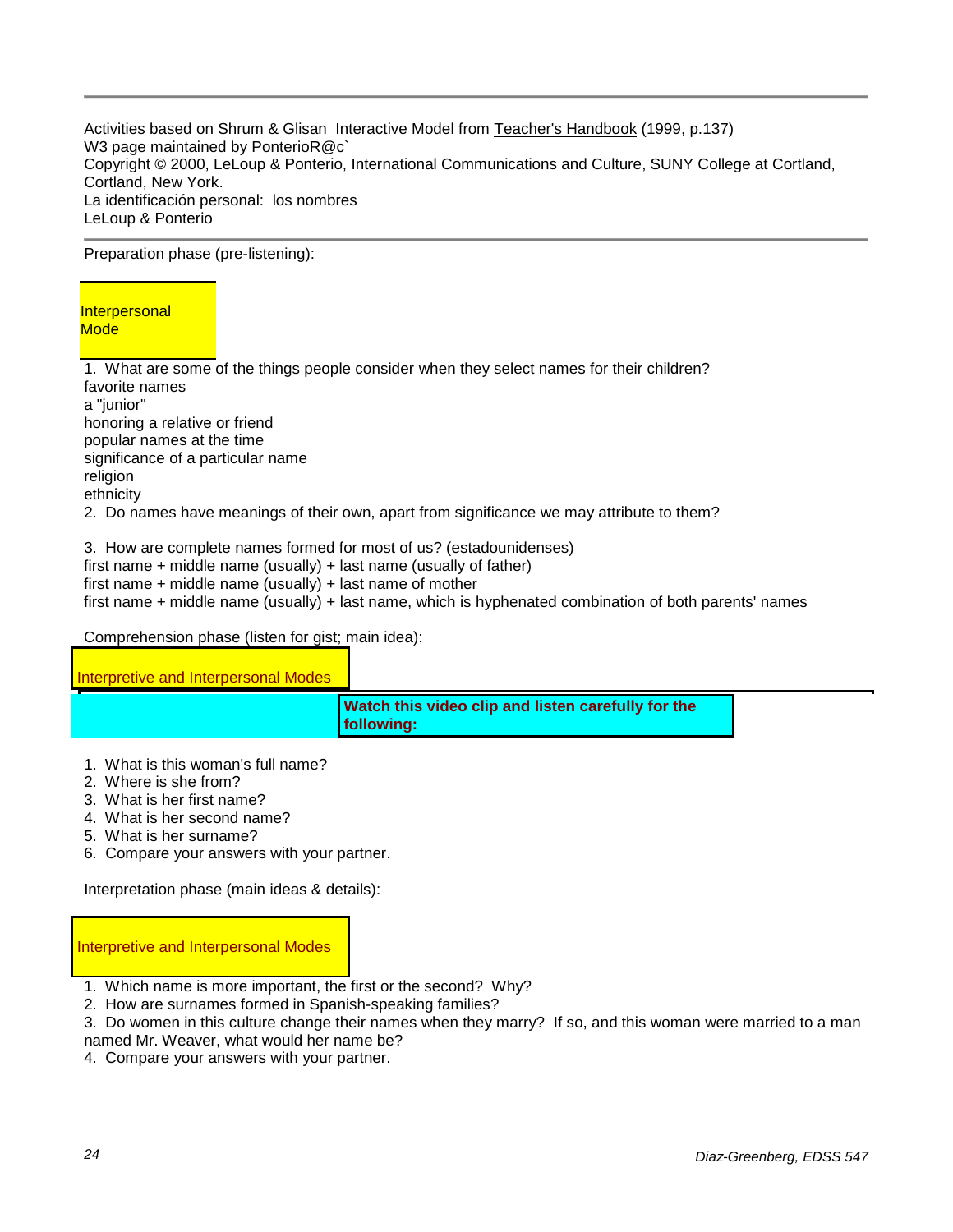---

Activities based on Shrum & Glisan Interactive Model from Teacher's Handbook (1999, p.137)
W3 page maintained by PonterioR@c`
Copyright © 2000, LeLoup & Ponterio, International Communications and Culture, SUNY College at Cortland, Cortland, New York.
La identificación personal: los nombres
LeLoup & Ponterio

---

Preparation phase (pre-listening):

Interpersonal Mode

1. What are some of the things people consider when they select names for their children?
favorite names
a "junior"
honoring a relative or friend
popular names at the time
significance of a particular name
religion
ethnicity
2. Do names have meanings of their own, apart from significance we may attribute to them?

3. How are complete names formed for most of us? (estadounidenses)
first name + middle name (usually) + last name (usually of father)
first name + middle name (usually) + last name of mother
first name + middle name (usually) + last name, which is hyphenated combination of both parents' names

Comprehension phase (listen for gist; main idea):

Interpretive and Interpersonal Modes

**Watch this video clip and listen carefully for the following:**

1. What is this woman's full name?
2. Where is she from?
3. What is her first name?
4. What is her second name?
5. What is her surname?
6. Compare your answers with your partner.

Interpretation phase (main ideas & details):

Interpretive and Interpersonal Modes

1. Which name is more important, the first or the second? Why?
2. How are surnames formed in Spanish-speaking families?
3. Do women in this culture change their names when they marry? If so, and this woman were married to a man named Mr. Weaver, what would her name be?
4. Compare your answers with your partner.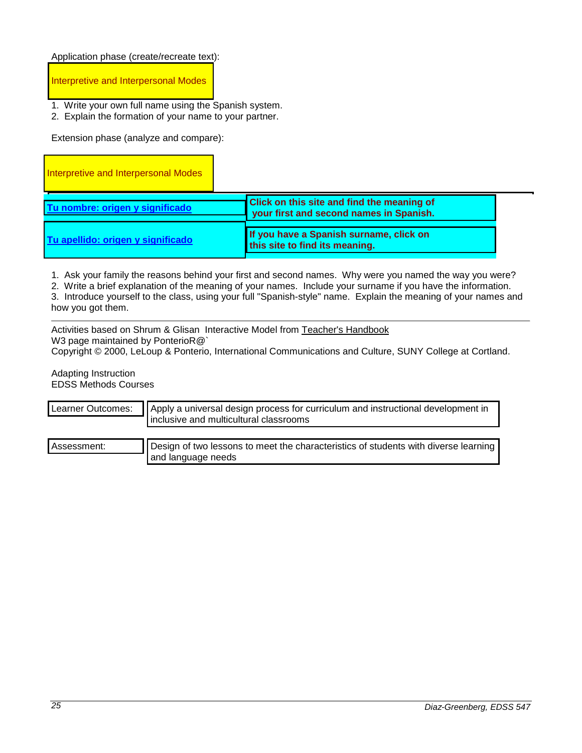Application phase (create/recreate text):

Interpretive and Interpersonal Modes

1. Write your own full name using the Spanish system.
2. Explain the formation of your name to your partner.

Extension phase (analyze and compare):

Interpretive and Interpersonal Modes

| | |
|---|---|
| **Tu nombre: origen y significado** | **Click on this site and find the meaning of your first and second names in Spanish.** |
| **Tu apellido: origen y significado** | **If you have a Spanish surname, click on this site to find its meaning.** |

1. Ask your family the reasons behind your first and second names. Why were you named the way you were?
2. Write a brief explanation of the meaning of your names. Include your surname if you have the information.
3. Introduce yourself to the class, using your full "Spanish-style" name. Explain the meaning of your names and how you got them.

---

Activities based on Shrum & Glisan Interactive Model from Teacher's Handbook
W3 page maintained by PonterioR@`
Copyright © 2000, LeLoup & Ponterio, International Communications and Culture, SUNY College at Cortland.

Adapting Instruction
EDSS Methods Courses

| | |
|---|---|
| Learner Outcomes: | Apply a universal design process for curriculum and instructional development in inclusive and multicultural classrooms |
| Assessment: | Design of two lessons to meet the characteristics of students with diverse learning and language needs |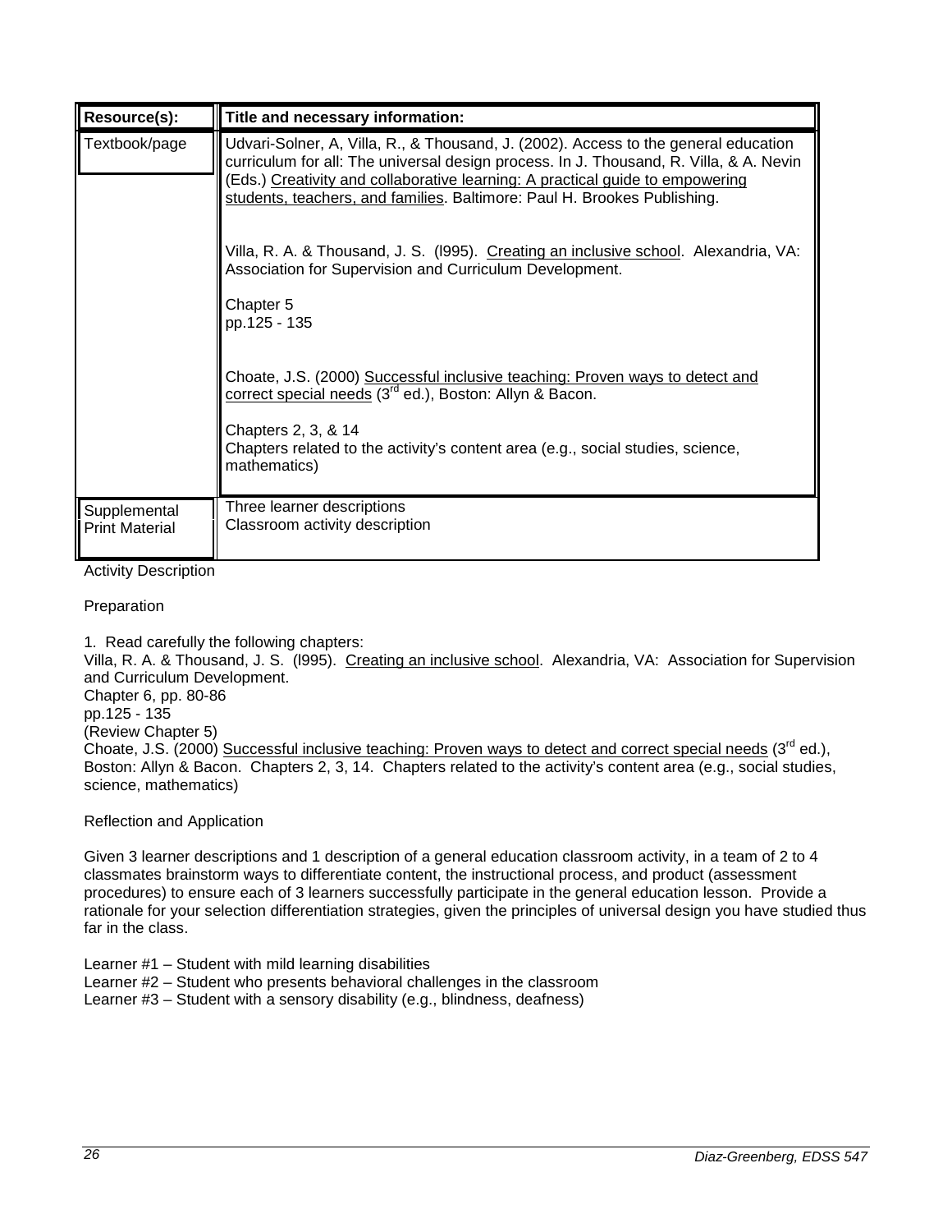| Resource(s): | Title and necessary information: |
|---|---|
| Textbook/page | Udvari-Solner, A, Villa, R., & Thousand, J. (2002). Access to the general education curriculum for all: The universal design process. In J. Thousand, R. Villa, & A. Nevin (Eds.) Creativity and collaborative learning: A practical guide to empowering students, teachers, and families. Baltimore: Paul H. Brookes Publishing.<br><br>Villa, R. A. & Thousand, J. S. (l995). Creating an inclusive school. Alexandria, VA: Association for Supervision and Curriculum Development.<br><br>Chapter 5<br>pp.125 - 135<br><br>Choate, J.S. (2000) Successful inclusive teaching: Proven ways to detect and correct special needs (3rd ed.), Boston: Allyn & Bacon.<br><br>Chapters 2, 3, & 14<br>Chapters related to the activity's content area (e.g., social studies, science, mathematics) |
| Supplemental Print Material | Three learner descriptions<br>Classroom activity description |

Activity Description

Preparation

1. Read carefully the following chapters:
Villa, R. A. & Thousand, J. S. (l995). Creating an inclusive school. Alexandria, VA: Association for Supervision and Curriculum Development.
Chapter 6, pp. 80-86
pp.125 - 135
(Review Chapter 5)
Choate, J.S. (2000) Successful inclusive teaching: Proven ways to detect and correct special needs (3rd ed.), Boston: Allyn & Bacon. Chapters 2, 3, 14. Chapters related to the activity's content area (e.g., social studies, science, mathematics)

Reflection and Application

Given 3 learner descriptions and 1 description of a general education classroom activity, in a team of 2 to 4 classmates brainstorm ways to differentiate content, the instructional process, and product (assessment procedures) to ensure each of 3 learners successfully participate in the general education lesson. Provide a rationale for your selection differentiation strategies, given the principles of universal design you have studied thus far in the class.

Learner #1 – Student with mild learning disabilities
Learner #2 – Student who presents behavioral challenges in the classroom
Learner #3 – Student with a sensory disability (e.g., blindness, deafness)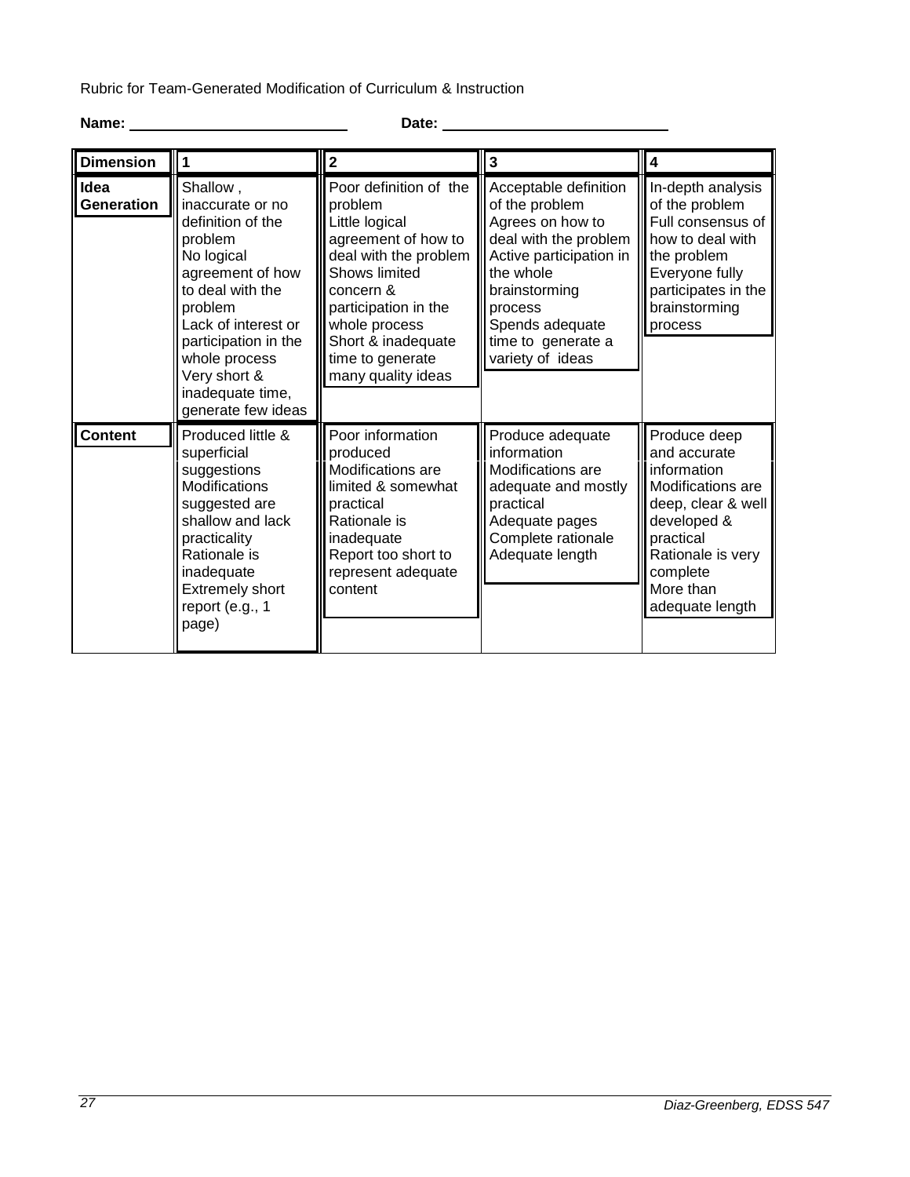Rubric for Team-Generated Modification of Curriculum & Instruction

**Name:** ____________________ **Date:** ____________________

| **Dimension** | **1** | **2** | **3** | **4** |
|---|---|---|---|---|
| **Idea Generation** | Shallow , inaccurate or no definition of the problem<br>No logical agreement of how to deal with the problem<br>Lack of interest or participation in the whole process<br>Very short & inadequate time, generate few ideas | Poor definition of the problem<br>Little logical agreement of how to deal with the problem<br>Shows limited concern & participation in the whole process<br>Short & inadequate time to generate many quality ideas | Acceptable definition of the problem<br>Agrees on how to deal with the problem<br>Active participation in the whole brainstorming process<br>Spends adequate time to generate a variety of ideas | In-depth analysis of the problem<br>Full consensus of how to deal with the problem<br>Everyone fully participates in the brainstorming process |
| **Content** | Produced little & superficial suggestions<br>Modifications suggested are shallow and lack practicality<br>Rationale is inadequate<br>Extremely short report (e.g., 1 page) | Poor information produced<br>Modifications are limited & somewhat practical<br>Rationale is inadequate<br>Report too short to represent adequate content | Produce adequate information<br>Modifications are adequate and mostly practical<br>Adequate pages<br>Complete rationale<br>Adequate length | Produce deep and accurate information<br>Modifications are deep, clear & well developed & practical<br>Rationale is very complete<br>More than adequate length |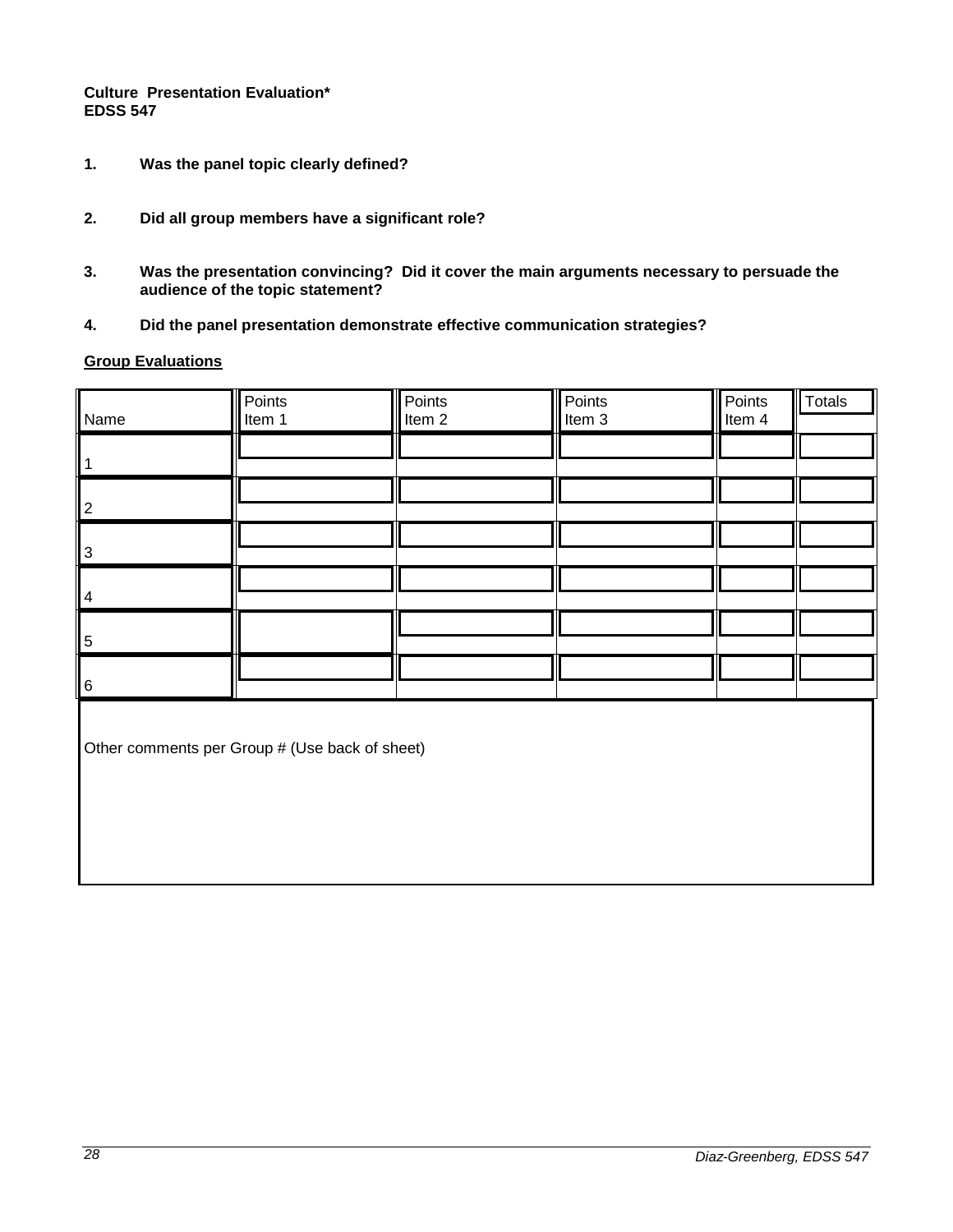**Culture Presentation Evaluation***
**EDSS 547**

1. **Was the panel topic clearly defined?**

2. **Did all group members have a significant role?**

3. **Was the presentation convincing? Did it cover the main arguments necessary to persuade the audience of the topic statement?**

4. **Did the panel presentation demonstrate effective communication strategies?**

**Group Evaluations**

| Name | Points Item 1 | Points Item 2 | Points Item 3 | Points Item 4 | Totals |
|---|---|---|---|---|---|
| 1 | | | | | |
| 2 | | | | | |
| 3 | | | | | |
| 4 | | | | | |
| 5 | | | | | |
| 6 | | | | | |

Other comments per Group # (Use back of sheet)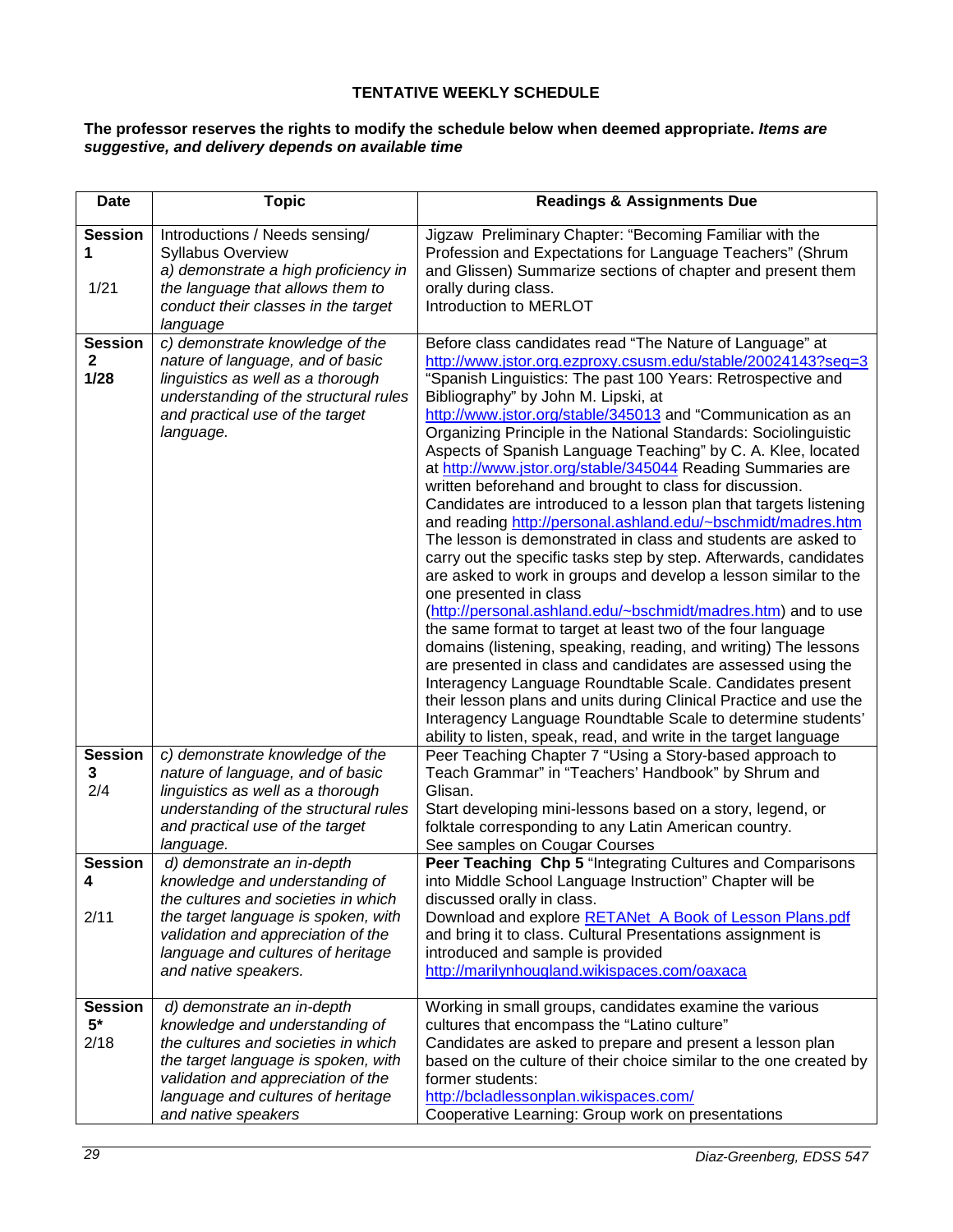**TENTATIVE WEEKLY SCHEDULE**

**The professor reserves the rights to modify the schedule below when deemed appropriate.** ***Items are suggestive, and delivery depends on available time***

| Date | Topic | Readings & Assignments Due |
|---|---|---|
| **Session 1** 1/21 | Introductions / Needs sensing/ Syllabus Overview *a) demonstrate a high proficiency in the language that allows them to conduct their classes in the target language* | Jigzaw Preliminary Chapter: "Becoming Familiar with the Profession and Expectations for Language Teachers" (Shrum and Glissen) Summarize sections of chapter and present them orally during class. Introduction to MERLOT |
| **Session 2 1/28** | *c) demonstrate knowledge of the nature of language, and of basic linguistics as well as a thorough understanding of the structural rules and practical use of the target language.* | Before class candidates read "The Nature of Language" at http://www.jstor.org.ezproxy.csusm.edu/stable/20024143?seq=3 "Spanish Linguistics: The past 100 Years: Retrospective and Bibliography" by John M. Lipski, at http://www.jstor.org/stable/345013 and "Communication as an Organizing Principle in the National Standards: Sociolinguistic Aspects of Spanish Language Teaching" by C. A. Klee, located at http://www.jstor.org/stable/345044 Reading Summaries are written beforehand and brought to class for discussion. Candidates are introduced to a lesson plan that targets listening and reading http://personal.ashland.edu/~bschmidt/madres.htm The lesson is demonstrated in class and students are asked to carry out the specific tasks step by step. Afterwards, candidates are asked to work in groups and develop a lesson similar to the one presented in class (http://personal.ashland.edu/~bschmidt/madres.htm) and to use the same format to target at least two of the four language domains (listening, speaking, reading, and writing) The lessons are presented in class and candidates are assessed using the Interagency Language Roundtable Scale. Candidates present their lesson plans and units during Clinical Practice and use the Interagency Language Roundtable Scale to determine students' ability to listen, speak, read, and write in the target language |
| **Session 3** 2/4 | *c) demonstrate knowledge of the nature of language, and of basic linguistics as well as a thorough understanding of the structural rules and practical use of the target language.* | Peer Teaching Chapter 7 "Using a Story-based approach to Teach Grammar" in "Teachers' Handbook" by Shrum and Glisan. Start developing mini-lessons based on a story, legend, or folktale corresponding to any Latin American country. See samples on Cougar Courses |
| **Session 4** 2/11 | *d) demonstrate an in-depth knowledge and understanding of the cultures and societies in which the target language is spoken, with validation and appreciation of the language and cultures of heritage and native speakers.* | **Peer Teaching Chp 5** "Integrating Cultures and Comparisons into Middle School Language Instruction" Chapter will be discussed orally in class. Download and explore RETANet A Book of Lesson Plans.pdf and bring it to class. Cultural Presentations assignment is introduced and sample is provided http://marilynhougland.wikispaces.com/oaxaca |
| **Session 5*** 2/18 | *d) demonstrate an in-depth knowledge and understanding of the cultures and societies in which the target language is spoken, with validation and appreciation of the language and cultures of heritage and native speakers* | Working in small groups, candidates examine the various cultures that encompass the "Latino culture" Candidates are asked to prepare and present a lesson plan based on the culture of their choice similar to the one created by former students: http://bcladlessonplan.wikispaces.com/ Cooperative Learning: Group work on presentations |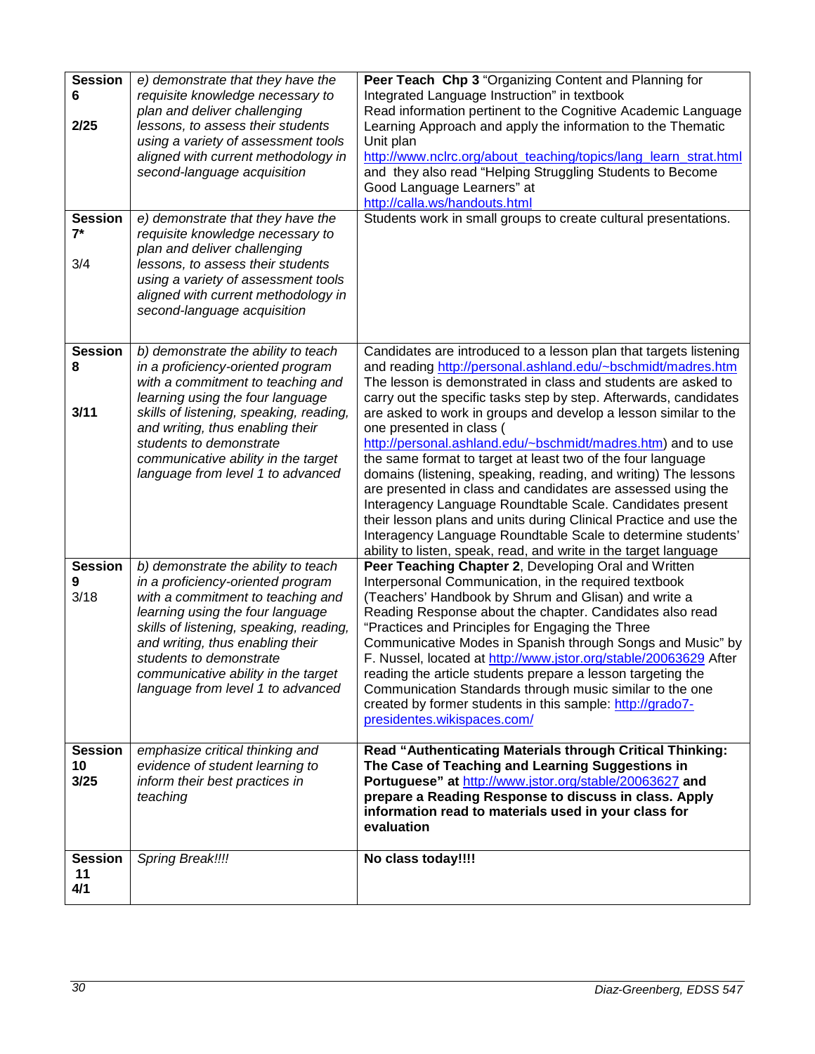| | | |
|---|---|---|
| **Session 6**<br><br>**2/25** | *e) demonstrate that they have the requisite knowledge necessary to plan and deliver challenging lessons, to assess their students using a variety of assessment tools aligned with current methodology in second-language acquisition* | **Peer Teach Chp 3** "Organizing Content and Planning for Integrated Language Instruction" in textbook<br>Read information pertinent to the Cognitive Academic Language Learning Approach and apply the information to the Thematic Unit plan http://www.nclrc.org/about_teaching/topics/lang_learn_strat.html and they also read "Helping Struggling Students to Become Good Language Learners" at http://calla.ws/handouts.html |
| **Session 7***<br><br>3/4 | *e) demonstrate that they have the requisite knowledge necessary to plan and deliver challenging lessons, to assess their students using a variety of assessment tools aligned with current methodology in second-language acquisition* | Students work in small groups to create cultural presentations. |
| **Session 8**<br><br>**3/11** | *b) demonstrate the ability to teach in a proficiency-oriented program with a commitment to teaching and learning using the four language skills of listening, speaking, reading, and writing, thus enabling their students to demonstrate communicative ability in the target language from level 1 to advanced* | Candidates are introduced to a lesson plan that targets listening and reading http://personal.ashland.edu/~bschmidt/madres.htm The lesson is demonstrated in class and students are asked to carry out the specific tasks step by step. Afterwards, candidates are asked to work in groups and develop a lesson similar to the one presented in class ( http://personal.ashland.edu/~bschmidt/madres.htm) and to use the same format to target at least two of the four language domains (listening, speaking, reading, and writing) The lessons are presented in class and candidates are assessed using the Interagency Language Roundtable Scale. Candidates present their lesson plans and units during Clinical Practice and use the Interagency Language Roundtable Scale to determine students' ability to listen, speak, read, and write in the target language |
| **Session 9**<br>3/18 | *b) demonstrate the ability to teach in a proficiency-oriented program with a commitment to teaching and learning using the four language skills of listening, speaking, reading, and writing, thus enabling their students to demonstrate communicative ability in the target language from level 1 to advanced* | **Peer Teaching Chapter 2**, Developing Oral and Written Interpersonal Communication, in the required textbook (Teachers' Handbook by Shrum and Glisan) and write a Reading Response about the chapter. Candidates also read "Practices and Principles for Engaging the Three Communicative Modes in Spanish through Songs and Music" by F. Nussel, located at http://www.jstor.org/stable/20063629 After reading the article students prepare a lesson targeting the Communication Standards through music similar to the one created by former students in this sample: http://grado7-presidentes.wikispaces.com/ |
| **Session 10**<br>**3/25** | *emphasize critical thinking and evidence of student learning to inform their best practices in teaching* | **Read "Authenticating Materials through Critical Thinking: The Case of Teaching and Learning Suggestions in Portuguese" at** http://www.jstor.org/stable/20063627 **and prepare a Reading Response to discuss in class. Apply information read to materials used in your class for evaluation** |
| **Session 11**<br>**4/1** | *Spring Break!!!!* | **No class today!!!!** |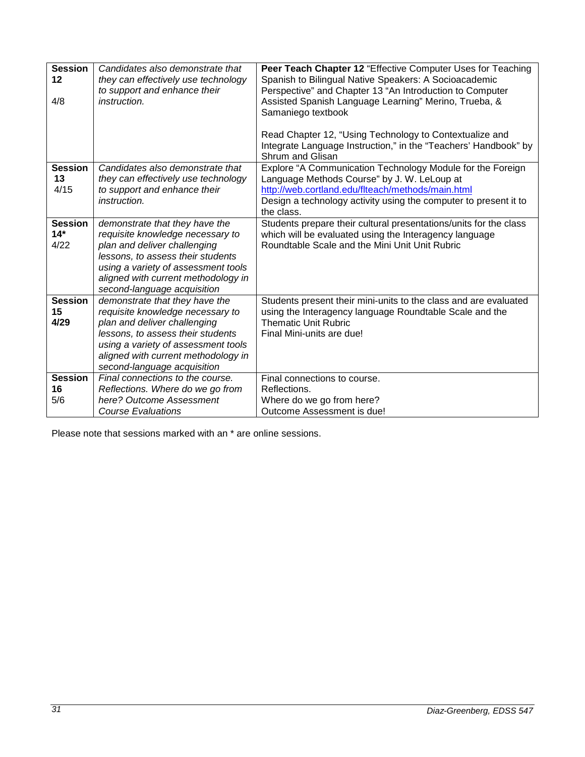| | | |
|---|---|---|
| **Session 12** 4/8 | *Candidates also demonstrate that they can effectively use technology to support and enhance their instruction.* | **Peer Teach Chapter 12** "Effective Computer Uses for Teaching Spanish to Bilingual Native Speakers: A Socioacademic Perspective" and Chapter 13 "An Introduction to Computer Assisted Spanish Language Learning" Merino, Trueba, & Samaniego textbook<br><br>Read Chapter 12, "Using Technology to Contextualize and Integrate Language Instruction," in the "Teachers' Handbook" by Shrum and Glisan |
| **Session 13** 4/15 | *Candidates also demonstrate that they can effectively use technology to support and enhance their instruction.* | Explore "A Communication Technology Module for the Foreign Language Methods Course" by J. W. LeLoup at http://web.cortland.edu/flteach/methods/main.html<br>Design a technology activity using the computer to present it to the class. |
| **Session 14*** 4/22 | *demonstrate that they have the requisite knowledge necessary to plan and deliver challenging lessons, to assess their students using a variety of assessment tools aligned with current methodology in second-language acquisition* | Students prepare their cultural presentations/units for the class which will be evaluated using the Interagency language Roundtable Scale and the Mini Unit Unit Rubric |
| **Session 15** **4/29** | *demonstrate that they have the requisite knowledge necessary to plan and deliver challenging lessons, to assess their students using a variety of assessment tools aligned with current methodology in second-language acquisition* | Students present their mini-units to the class and are evaluated using the Interagency language Roundtable Scale and the Thematic Unit Rubric<br>Final Mini-units are due! |
| **Session 16** 5/6 | *Final connections to the course. Reflections. Where do we go from here? Outcome Assessment Course Evaluations* | Final connections to course.<br>Reflections.<br>Where do we go from here?<br>Outcome Assessment is due! |

Please note that sessions marked with an * are online sessions.